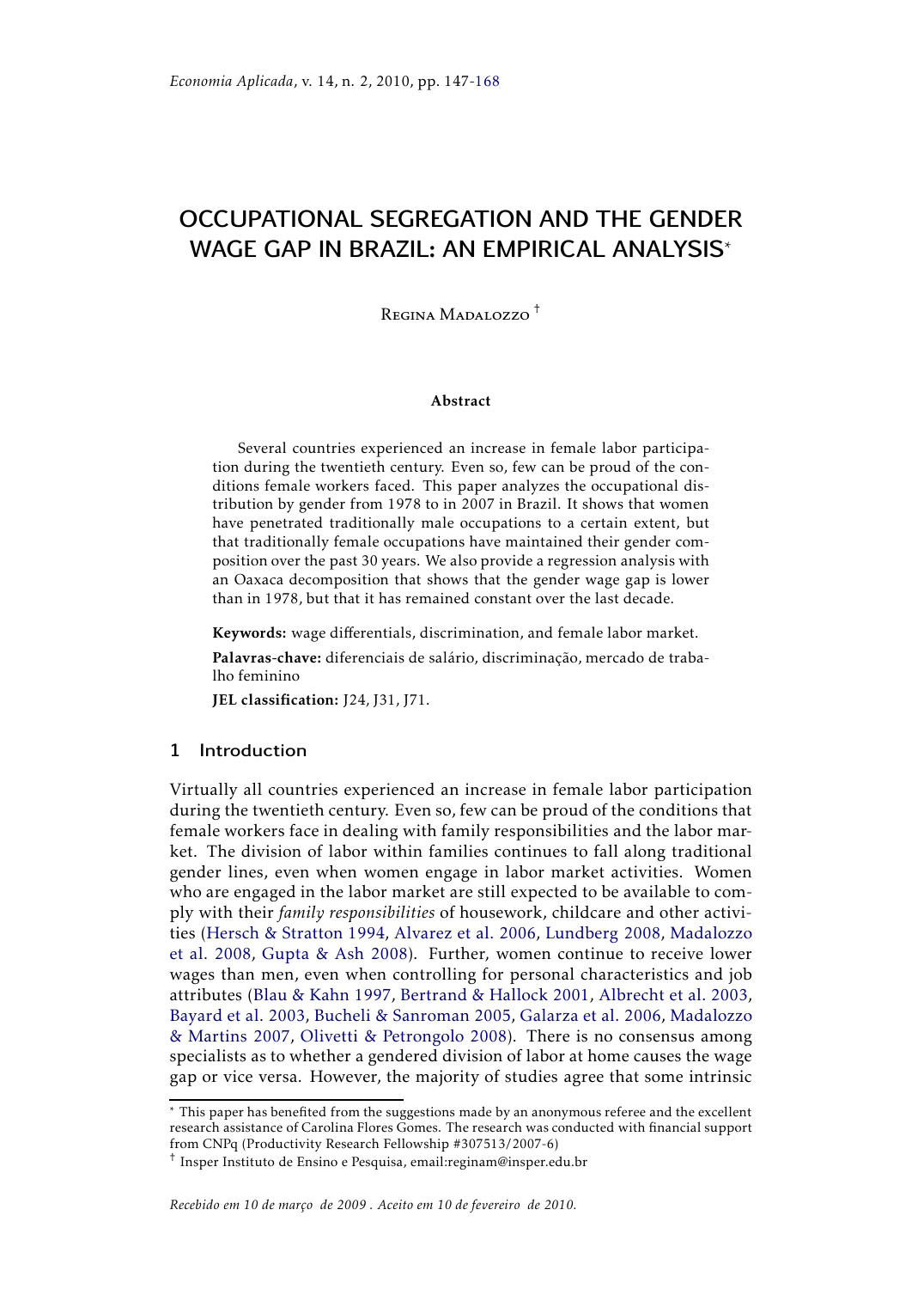# OCCUPATIONAL SEGREGATION AND THE GENDER WAGE GAP IN BRAZIL: AN EMPIRICAL ANALYSIS*

Regina Madalozzo †

**Abstract**

Several countries experienced an increase in female labor participation during the twentieth century. Even so, few can be proud of the conditions female workers faced. This paper analyzes the occupational distribution by gender from 1978 to in 2007 in Brazil. It shows that women have penetrated traditionally male occupations to a certain extent, but that traditionally female occupations have maintained their gender composition over the past 30 years. We also provide a regression analysis with an Oaxaca decomposition that shows that the gender wage gap is lower than in 1978, but that it has remained constant over the last decade.

**Keywords:** wage differentials, discrimination, and female labor market.

**Palavras-chave:** diferenciais de salário, discriminação, mercado de trabalho feminino

**JEL classification:** J24, J31, J71.

## 1 Introduction

Virtually all countries experienced an increase in female labor participation during the twentieth century. Even so, few can be proud of the conditions that female workers face in dealing with family responsibilities and the labor market. The division of labor within families continues to fall along traditional gender lines, even when women engage in labor market activities. Women who are engaged in the labor market are still expected to be available to comply with their *family responsibilities* of housework, childcare and other activities (Hersch & Stratton 1994, Alvarez et al. 2006, Lundberg 2008, Madalozzo et al. 2008, Gupta & Ash 2008). Further, women continue to receive lower wages than men, even when controlling for personal characteristics and job attributes (Blau & Kahn 1997, Bertrand & Hallock 2001, Albrecht et al. 2003, Bayard et al. 2003, Bucheli & Sanroman 2005, Galarza et al. 2006, Madalozzo & Martins 2007, Olivetti & Petrongolo 2008). There is no consensus among specialists as to whether a gendered division of labor at home causes the wage gap or vice versa. However, the majority of studies agree that some intrinsic

---

* This paper has benefited from the suggestions made by an anonymous referee and the excellent research assistance of Carolina Flores Gomes. The research was conducted with financial support from CNPq (Productivity Research Fellowship #307513/2007-6)

† Insper Instituto de Ensino e Pesquisa, email:reginam@insper.edu.br

*Recebido em 10 de março de 2009 . Aceito em 10 de fevereiro de 2010.*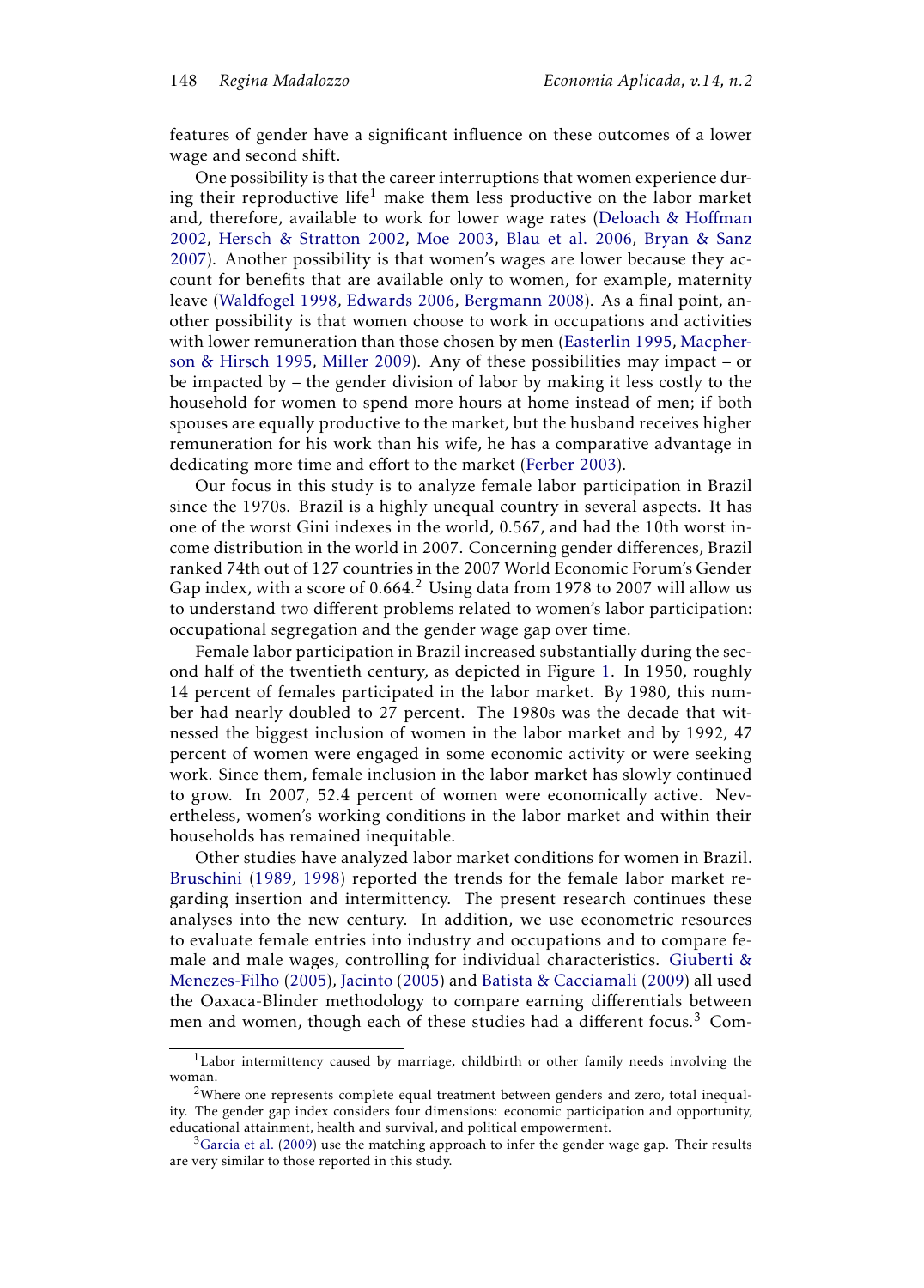features of gender have a significant influence on these outcomes of a lower wage and second shift.

One possibility is that the career interruptions that women experience during their reproductive life[1] make them less productive on the labor market and, therefore, available to work for lower wage rates (Deloach & Hoffman 2002, Hersch & Stratton 2002, Moe 2003, Blau et al. 2006, Bryan & Sanz 2007). Another possibility is that women's wages are lower because they account for benefits that are available only to women, for example, maternity leave (Waldfogel 1998, Edwards 2006, Bergmann 2008). As a final point, another possibility is that women choose to work in occupations and activities with lower remuneration than those chosen by men (Easterlin 1995, Macpherson & Hirsch 1995, Miller 2009). Any of these possibilities may impact – or be impacted by – the gender division of labor by making it less costly to the household for women to spend more hours at home instead of men; if both spouses are equally productive to the market, but the husband receives higher remuneration for his work than his wife, he has a comparative advantage in dedicating more time and effort to the market (Ferber 2003).

Our focus in this study is to analyze female labor participation in Brazil since the 1970s. Brazil is a highly unequal country in several aspects. It has one of the worst Gini indexes in the world, 0.567, and had the 10th worst income distribution in the world in 2007. Concerning gender differences, Brazil ranked 74th out of 127 countries in the 2007 World Economic Forum's Gender Gap index, with a score of 0.664.[2] Using data from 1978 to 2007 will allow us to understand two different problems related to women's labor participation: occupational segregation and the gender wage gap over time.

Female labor participation in Brazil increased substantially during the second half of the twentieth century, as depicted in Figure 1. In 1950, roughly 14 percent of females participated in the labor market. By 1980, this number had nearly doubled to 27 percent. The 1980s was the decade that witnessed the biggest inclusion of women in the labor market and by 1992, 47 percent of women were engaged in some economic activity or were seeking work. Since them, female inclusion in the labor market has slowly continued to grow. In 2007, 52.4 percent of women were economically active. Nevertheless, women's working conditions in the labor market and within their households has remained inequitable.

Other studies have analyzed labor market conditions for women in Brazil. Bruschini (1989, 1998) reported the trends for the female labor market regarding insertion and intermittency. The present research continues these analyses into the new century. In addition, we use econometric resources to evaluate female entries into industry and occupations and to compare female and male wages, controlling for individual characteristics. Giuberti & Menezes-Filho (2005), Jacinto (2005) and Batista & Cacciamali (2009) all used the Oaxaca-Blinder methodology to compare earning differentials between men and women, though each of these studies had a different focus.[3] Com-

---

[1] Labor intermittency caused by marriage, childbirth or other family needs involving the woman.

[2] Where one represents complete equal treatment between genders and zero, total inequality. The gender gap index considers four dimensions: economic participation and opportunity, educational attainment, health and survival, and political empowerment.

[3] Garcia et al. (2009) use the matching approach to infer the gender wage gap. Their results are very similar to those reported in this study.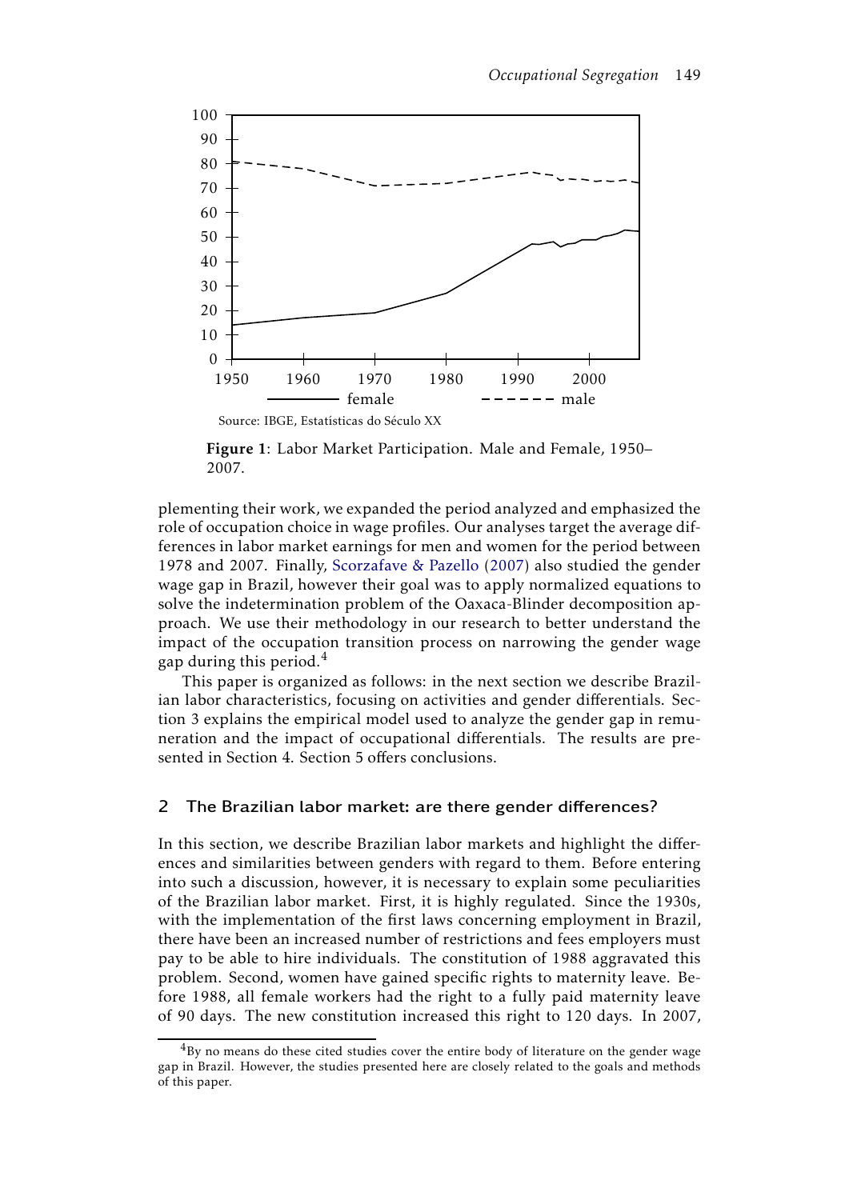Source: IBGE, Estatísticas do Século XX

**Figure 1**: Labor Market Participation. Male and Female, 1950–2007.

plementing their work, we expanded the period analyzed and emphasized the role of occupation choice in wage profiles. Our analyses target the average differences in labor market earnings for men and women for the period between 1978 and 2007. Finally, Scorzafave & Pazello (2007) also studied the gender wage gap in Brazil, however their goal was to apply normalized equations to solve the indetermination problem of the Oaxaca-Blinder decomposition approach. We use their methodology in our research to better understand the impact of the occupation transition process on narrowing the gender wage gap during this period.[4]

This paper is organized as follows: in the next section we describe Brazilian labor characteristics, focusing on activities and gender differentials. Section 3 explains the empirical model used to analyze the gender gap in remuneration and the impact of occupational differentials. The results are presented in Section 4. Section 5 offers conclusions.

## 2 The Brazilian labor market: are there gender differences?

In this section, we describe Brazilian labor markets and highlight the differences and similarities between genders with regard to them. Before entering into such a discussion, however, it is necessary to explain some peculiarities of the Brazilian labor market. First, it is highly regulated. Since the 1930s, with the implementation of the first laws concerning employment in Brazil, there have been an increased number of restrictions and fees employers must pay to be able to hire individuals. The constitution of 1988 aggravated this problem. Second, women have gained specific rights to maternity leave. Before 1988, all female workers had the right to a fully paid maternity leave of 90 days. The new constitution increased this right to 120 days. In 2007,

[4] By no means do these cited studies cover the entire body of literature on the gender wage gap in Brazil. However, the studies presented here are closely related to the goals and methods of this paper.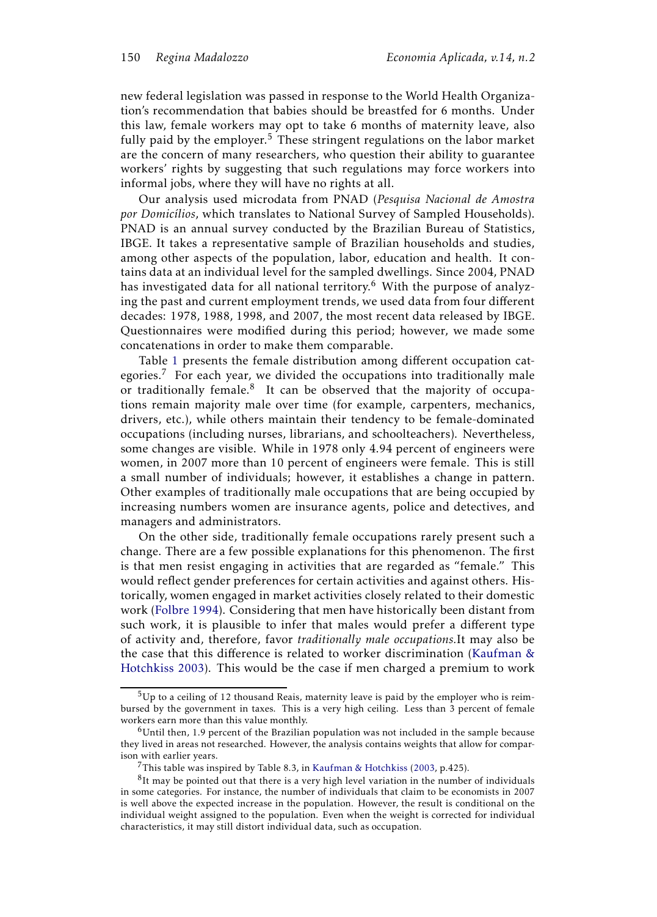new federal legislation was passed in response to the World Health Organization's recommendation that babies should be breastfed for 6 months. Under this law, female workers may opt to take 6 months of maternity leave, also fully paid by the employer.[5] These stringent regulations on the labor market are the concern of many researchers, who question their ability to guarantee workers' rights by suggesting that such regulations may force workers into informal jobs, where they will have no rights at all.

Our analysis used microdata from PNAD (*Pesquisa Nacional de Amostra por Domicílios*, which translates to National Survey of Sampled Households). PNAD is an annual survey conducted by the Brazilian Bureau of Statistics, IBGE. It takes a representative sample of Brazilian households and studies, among other aspects of the population, labor, education and health. It contains data at an individual level for the sampled dwellings. Since 2004, PNAD has investigated data for all national territory.[6] With the purpose of analyzing the past and current employment trends, we used data from four different decades: 1978, 1988, 1998, and 2007, the most recent data released by IBGE. Questionnaires were modified during this period; however, we made some concatenations in order to make them comparable.

Table 1 presents the female distribution among different occupation categories.[7] For each year, we divided the occupations into traditionally male or traditionally female.[8] It can be observed that the majority of occupations remain majority male over time (for example, carpenters, mechanics, drivers, etc.), while others maintain their tendency to be female-dominated occupations (including nurses, librarians, and schoolteachers). Nevertheless, some changes are visible. While in 1978 only 4.94 percent of engineers were women, in 2007 more than 10 percent of engineers were female. This is still a small number of individuals; however, it establishes a change in pattern. Other examples of traditionally male occupations that are being occupied by increasing numbers women are insurance agents, police and detectives, and managers and administrators.

On the other side, traditionally female occupations rarely present such a change. There are a few possible explanations for this phenomenon. The first is that men resist engaging in activities that are regarded as "female." This would reflect gender preferences for certain activities and against others. Historically, women engaged in market activities closely related to their domestic work (Folbre 1994). Considering that men have historically been distant from such work, it is plausible to infer that males would prefer a different type of activity and, therefore, favor *traditionally male occupations*.It may also be the case that this difference is related to worker discrimination (Kaufman & Hotchkiss 2003). This would be the case if men charged a premium to work

[5] Up to a ceiling of 12 thousand Reais, maternity leave is paid by the employer who is reimbursed by the government in taxes. This is a very high ceiling. Less than 3 percent of female workers earn more than this value monthly.

[6] Until then, 1.9 percent of the Brazilian population was not included in the sample because they lived in areas not researched. However, the analysis contains weights that allow for comparison with earlier years.

[7] This table was inspired by Table 8.3, in Kaufman & Hotchkiss (2003, p.425).

[8] It may be pointed out that there is a very high level variation in the number of individuals in some categories. For instance, the number of individuals that claim to be economists in 2007 is well above the expected increase in the population. However, the result is conditional on the individual weight assigned to the population. Even when the weight is corrected for individual characteristics, it may still distort individual data, such as occupation.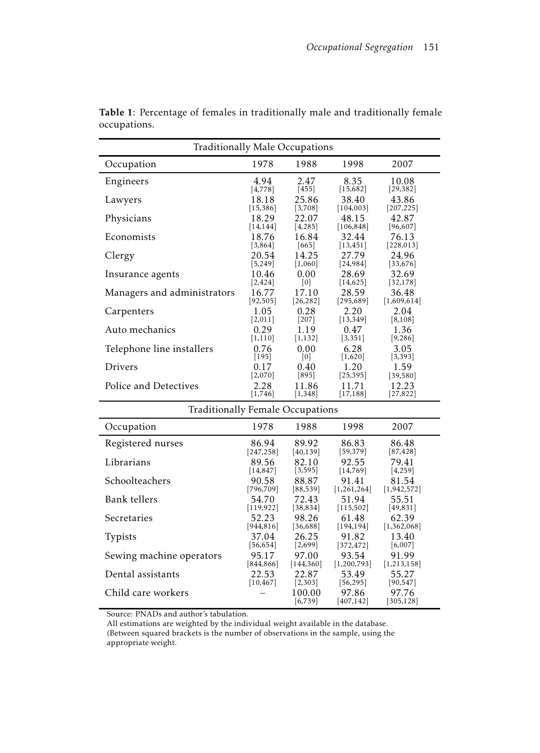**Table 1**: Percentage of females in traditionally male and traditionally female occupations.

| Traditionally Male Occupations | | | | |
|---|---|---|---|---|
| Occupation | 1978 | 1988 | 1998 | 2007 |
| Engineers | 4.94 [4,778] | 2.47 [455] | 8.35 [15,682] | 10.08 [29,382] |
| Lawyers | 18.18 [15,386] | 25.86 [3,708] | 38.40 [104,003] | 43.86 [207,225] |
| Physicians | 18.29 [14,144] | 22.07 [4,285] | 48.15 [106,848] | 42.87 [96,607] |
| Economists | 18.76 [3,864] | 16.84 [665] | 32.44 [13,451] | 76.13 [228,013] |
| Clergy | 20.54 [5,249] | 14.25 [1,060] | 27.79 [24,984] | 24.96 [33,676] |
| Insurance agents | 10.46 [2,424] | 0.00 [0] | 28.69 [14,625] | 32.69 [32,178] |
| Managers and administrators | 16.77 [92,505] | 17.10 [26,282] | 28.59 [295,689] | 36.48 [1,609,614] |
| Carpenters | 1.05 [2,011] | 0.28 [207] | 2.20 [13,349] | 2.04 [8,108] |
| Auto mechanics | 0.29 [1,110] | 1.19 [1,132] | 0.47 [3,351] | 1.36 [9,286] |
| Telephone line installers | 0.76 [195] | 0.00 [0] | 6.28 [1,620] | 3.05 [3,393] |
| Drivers | 0.17 [2,070] | 0.40 [895] | 1.20 [25,395] | 1.59 [39,580] |
| Police and Detectives | 2.28 [1,746] | 11.86 [1,348] | 11.71 [17,188] | 12.23 [27,822] |
| **Traditionally Female Occupations** | | | | |
| Occupation | 1978 | 1988 | 1998 | 2007 |
| Registered nurses | 86.94 [247,258] | 89.92 [40,139] | 86.83 [59,379] | 86.48 [87,428] |
| Librarians | 89.56 [14,847] | 82.10 [3,595] | 92.55 [14,769] | 79.41 [4,259] |
| Schoolteachers | 90.58 [796,709] | 88.87 [88,539] | 91.41 [1,261,264] | 81.54 [1,942,572] |
| Bank tellers | 54.70 [119,922] | 72.43 [38,834] | 51.94 [115,502] | 55.51 [49,831] |
| Secretaries | 52.23 [944,816] | 98.26 [36,688] | 61.48 [194,194] | 62.39 [1,362,068] |
| Typists | 37.04 [56,654] | 26.25 [2,699] | 91.82 [372,472] | 13.40 [6,007] |
| Sewing machine operators | 95.17 [844,866] | 97.00 [144,360] | 93.54 [1,200,793] | 91.99 [1,213,158] |
| Dental assistants | 22.53 [10,467] | 22.87 [2,303] | 53.49 [56,295] | 55.27 [90,547] |
| Child care workers | – | 100.00 [6,739] | 97.86 [407,142] | 97.76 [305,128] |

Source: PNADs and author's tabulation.
All estimations are weighted by the individual weight available in the database.
(Between squared brackets is the number of observations in the sample, using the appropriate weight.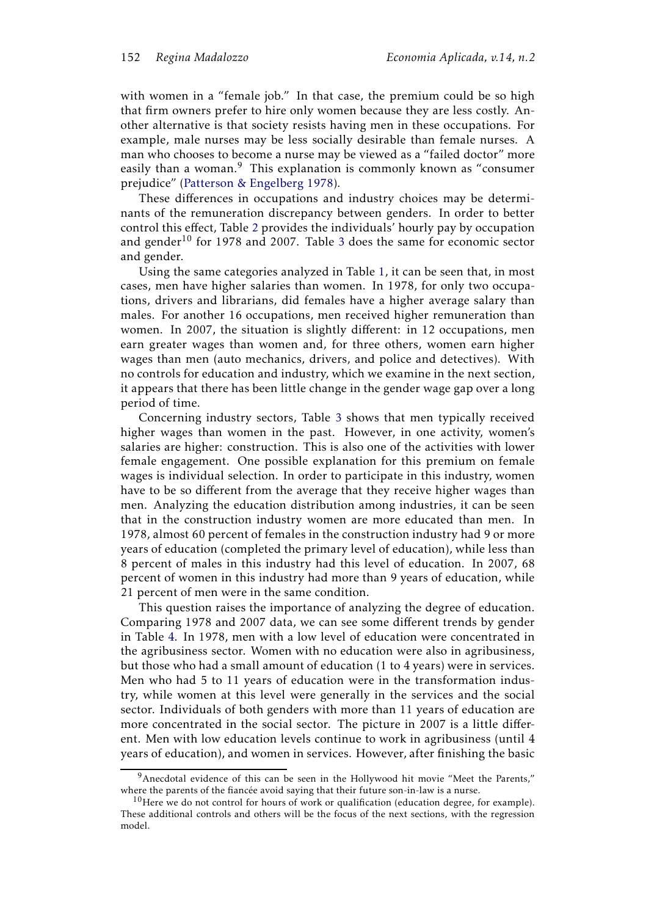with women in a "female job." In that case, the premium could be so high that firm owners prefer to hire only women because they are less costly. Another alternative is that society resists having men in these occupations. For example, male nurses may be less socially desirable than female nurses. A man who chooses to become a nurse may be viewed as a "failed doctor" more easily than a woman.[9] This explanation is commonly known as "consumer prejudice" (Patterson & Engelberg 1978).

These differences in occupations and industry choices may be determinants of the remuneration discrepancy between genders. In order to better control this effect, Table 2 provides the individuals' hourly pay by occupation and gender[10] for 1978 and 2007. Table 3 does the same for economic sector and gender.

Using the same categories analyzed in Table 1, it can be seen that, in most cases, men have higher salaries than women. In 1978, for only two occupations, drivers and librarians, did females have a higher average salary than males. For another 16 occupations, men received higher remuneration than women. In 2007, the situation is slightly different: in 12 occupations, men earn greater wages than women and, for three others, women earn higher wages than men (auto mechanics, drivers, and police and detectives). With no controls for education and industry, which we examine in the next section, it appears that there has been little change in the gender wage gap over a long period of time.

Concerning industry sectors, Table 3 shows that men typically received higher wages than women in the past. However, in one activity, women's salaries are higher: construction. This is also one of the activities with lower female engagement. One possible explanation for this premium on female wages is individual selection. In order to participate in this industry, women have to be so different from the average that they receive higher wages than men. Analyzing the education distribution among industries, it can be seen that in the construction industry women are more educated than men. In 1978, almost 60 percent of females in the construction industry had 9 or more years of education (completed the primary level of education), while less than 8 percent of males in this industry had this level of education. In 2007, 68 percent of women in this industry had more than 9 years of education, while 21 percent of men were in the same condition.

This question raises the importance of analyzing the degree of education. Comparing 1978 and 2007 data, we can see some different trends by gender in Table 4. In 1978, men with a low level of education were concentrated in the agribusiness sector. Women with no education were also in agribusiness, but those who had a small amount of education (1 to 4 years) were in services. Men who had 5 to 11 years of education were in the transformation industry, while women at this level were generally in the services and the social sector. Individuals of both genders with more than 11 years of education are more concentrated in the social sector. The picture in 2007 is a little different. Men with low education levels continue to work in agribusiness (until 4 years of education), and women in services. However, after finishing the basic

[9] Anecdotal evidence of this can be seen in the Hollywood hit movie "Meet the Parents," where the parents of the fiancée avoid saying that their future son-in-law is a nurse.

[10] Here we do not control for hours of work or qualification (education degree, for example). These additional controls and others will be the focus of the next sections, with the regression model.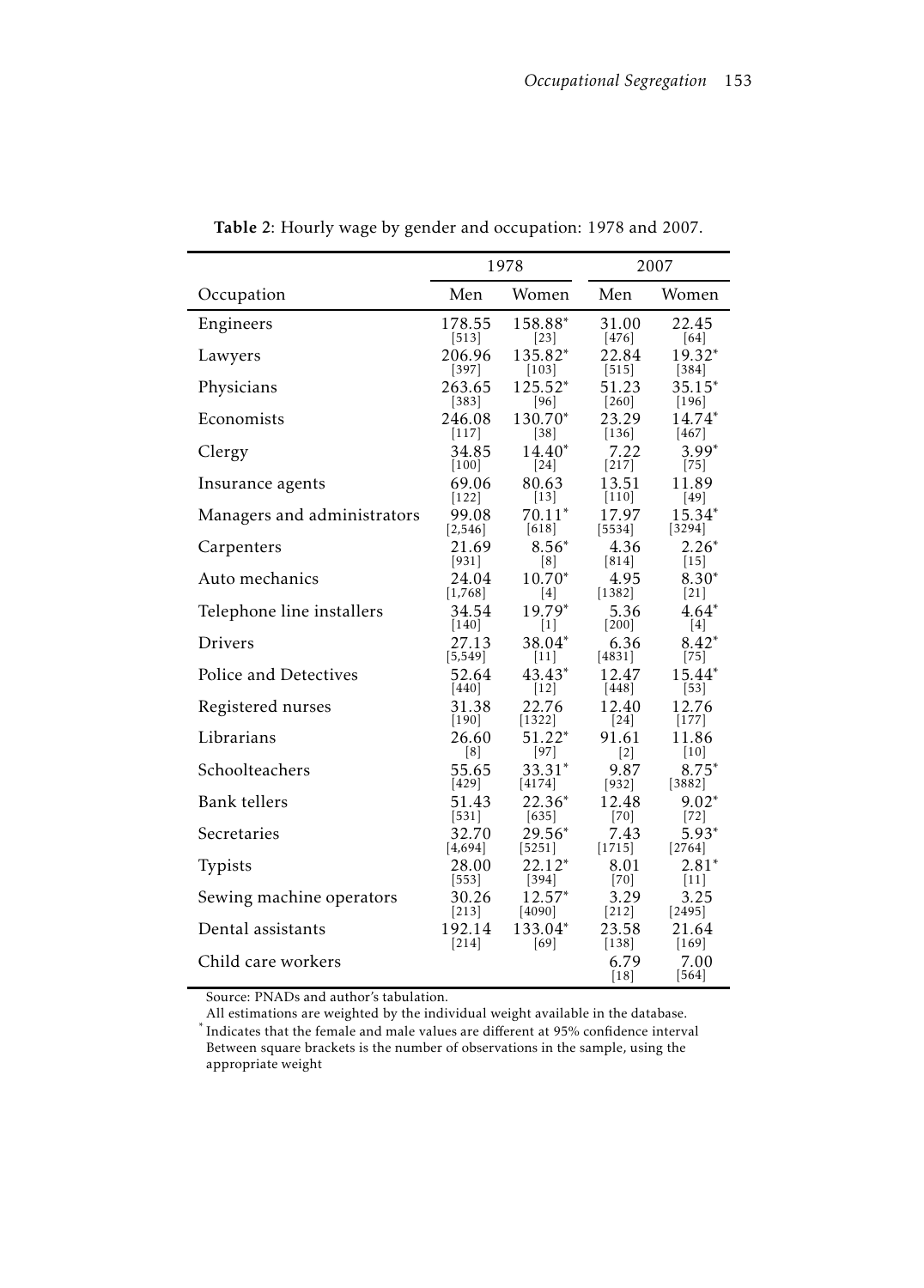**Table 2**: Hourly wage by gender and occupation: 1978 and 2007.

| | 1978 | | 2007 | |
|---|---|---|---|---|
| Occupation | Men | Women | Men | Women |
| Engineers | 178.55 [513] | 158.88* [23] | 31.00 [476] | 22.45 [64] |
| Lawyers | 206.96 [397] | 135.82* [103] | 22.84 [515] | 19.32* [384] |
| Physicians | 263.65 [383] | 125.52* [96] | 51.23 [260] | 35.15* [196] |
| Economists | 246.08 [117] | 130.70* [38] | 23.29 [136] | 14.74* [467] |
| Clergy | 34.85 [100] | 14.40* [24] | 7.22 [217] | 3.99* [75] |
| Insurance agents | 69.06 [122] | 80.63 [13] | 13.51 [110] | 11.89 [49] |
| Managers and administrators | 99.08 [2,546] | 70.11* [618] | 17.97 [5534] | 15.34* [3294] |
| Carpenters | 21.69 [931] | 8.56* [8] | 4.36 [814] | 2.26* [15] |
| Auto mechanics | 24.04 [1,768] | 10.70* [4] | 4.95 [1382] | 8.30* [21] |
| Telephone line installers | 34.54 [140] | 19.79* [1] | 5.36 [200] | 4.64* [4] |
| Drivers | 27.13 [5,549] | 38.04* [11] | 6.36 [4831] | 8.42* [75] |
| Police and Detectives | 52.64 [440] | 43.43* [12] | 12.47 [448] | 15.44* [53] |
| Registered nurses | 31.38 [190] | 22.76 [1322] | 12.40 [24] | 12.76 [177] |
| Librarians | 26.60 [8] | 51.22* [97] | 91.61 [2] | 11.86 [10] |
| Schoolteachers | 55.65 [429] | 33.31* [4174] | 9.87 [932] | 8.75* [3882] |
| Bank tellers | 51.43 [531] | 22.36* [635] | 12.48 [70] | 9.02* [72] |
| Secretaries | 32.70 [4,694] | 29.56* [5251] | 7.43 [1715] | 5.93* [2764] |
| Typists | 28.00 [553] | 22.12* [394] | 8.01 [70] | 2.81* [11] |
| Sewing machine operators | 30.26 [213] | 12.57* [4090] | 3.29 [212] | 3.25 [2495] |
| Dental assistants | 192.14 [214] | 133.04* [69] | 23.58 [138] | 21.64 [169] |
| Child care workers | | | 6.79 [18] | 7.00 [564] |

Source: PNADs and author's tabulation.
All estimations are weighted by the individual weight available in the database.
\* Indicates that the female and male values are different at 95% confidence interval
Between square brackets is the number of observations in the sample, using the appropriate weight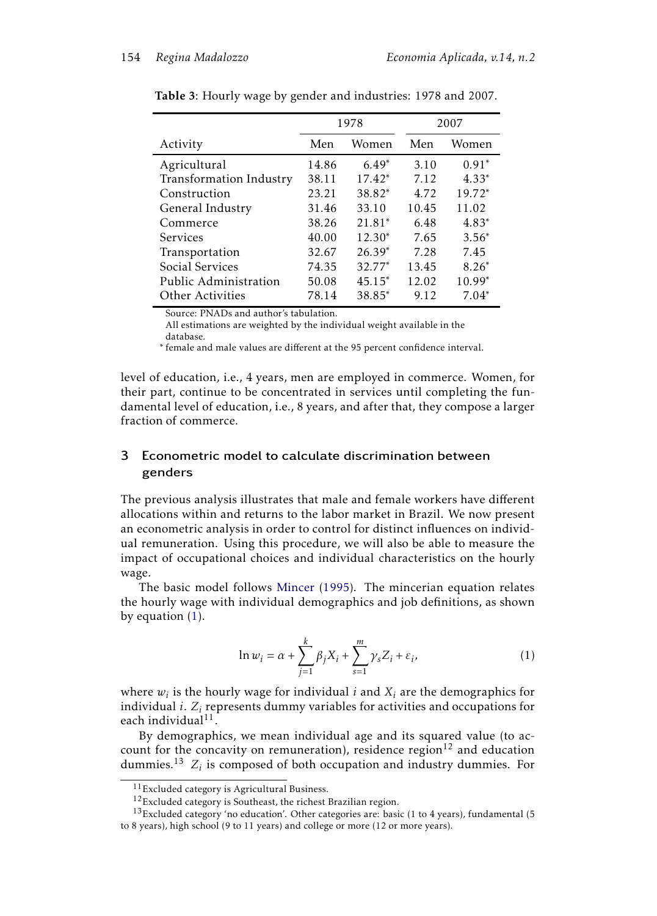**Table 3**: Hourly wage by gender and industries: 1978 and 2007.

| | 1978 | | 2007 | |
|---|---|---|---|---|
| Activity | Men | Women | Men | Women |
| Agricultural | 14.86 | 6.49* | 3.10 | 0.91* |
| Transformation Industry | 38.11 | 17.42* | 7.12 | 4.33* |
| Construction | 23.21 | 38.82* | 4.72 | 19.72* |
| General Industry | 31.46 | 33.10 | 10.45 | 11.02 |
| Commerce | 38.26 | 21.81* | 6.48 | 4.83* |
| Services | 40.00 | 12.30* | 7.65 | 3.56* |
| Transportation | 32.67 | 26.39* | 7.28 | 7.45 |
| Social Services | 74.35 | 32.77* | 13.45 | 8.26* |
| Public Administration | 50.08 | 45.15* | 12.02 | 10.99* |
| Other Activities | 78.14 | 38.85* | 9.12 | 7.04* |

Source: PNADs and author's tabulation.
All estimations are weighted by the individual weight available in the database.
* female and male values are different at the 95 percent confidence interval.

level of education, i.e., 4 years, men are employed in commerce. Women, for their part, continue to be concentrated in services until completing the fundamental level of education, i.e., 8 years, and after that, they compose a larger fraction of commerce.

## 3 Econometric model to calculate discrimination between genders

The previous analysis illustrates that male and female workers have different allocations within and returns to the labor market in Brazil. We now present an econometric analysis in order to control for distinct influences on individual remuneration. Using this procedure, we will also be able to measure the impact of occupational choices and individual characteristics on the hourly wage.

The basic model follows Mincer (1995). The mincerian equation relates the hourly wage with individual demographics and job definitions, as shown by equation (1).

$$\ln w_i = \alpha + \sum_{j=1}^{k} \beta_j X_i + \sum_{s=1}^{m} \gamma_s Z_i + \varepsilon_i, \tag{1}$$

where $w_i$ is the hourly wage for individual $i$ and $X_i$ are the demographics for individual $i$. $Z_i$ represents dummy variables for activities and occupations for each individual[11].

By demographics, we mean individual age and its squared value (to account for the concavity on remuneration), residence region[12] and education dummies.[13] $Z_i$ is composed of both occupation and industry dummies. For

[11] Excluded category is Agricultural Business.

[12] Excluded category is Southeast, the richest Brazilian region.

[13] Excluded category 'no education'. Other categories are: basic (1 to 4 years), fundamental (5 to 8 years), high school (9 to 11 years) and college or more (12 or more years).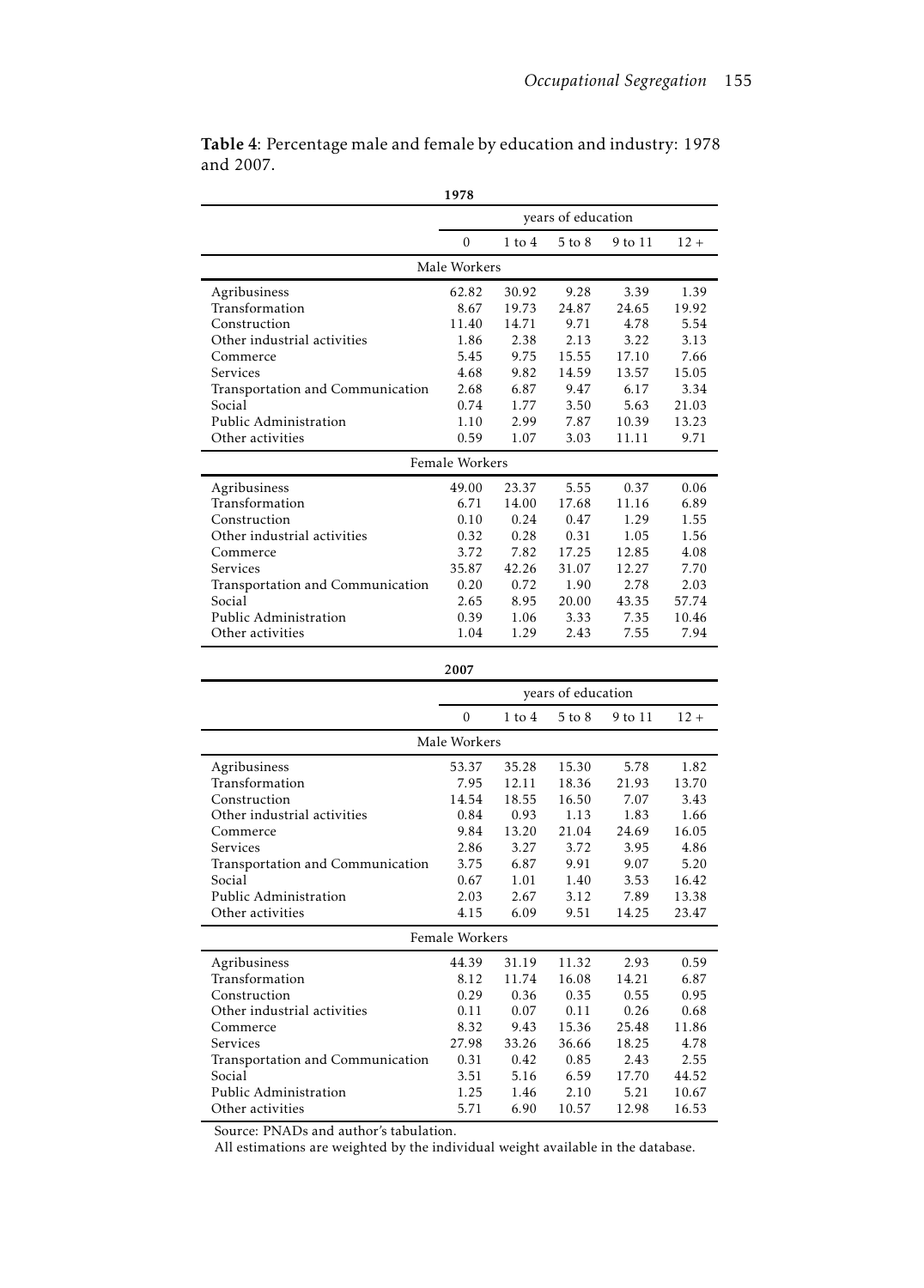**Table 4**: Percentage male and female by education and industry: 1978 and 2007.

**1978**

| | years of education | | | | |
|---|---|---|---|---|---|
| | 0 | 1 to 4 | 5 to 8 | 9 to 11 | 12 + |
| **Male Workers** | | | | | |
| Agribusiness | 62.82 | 30.92 | 9.28 | 3.39 | 1.39 |
| Transformation | 8.67 | 19.73 | 24.87 | 24.65 | 19.92 |
| Construction | 11.40 | 14.71 | 9.71 | 4.78 | 5.54 |
| Other industrial activities | 1.86 | 2.38 | 2.13 | 3.22 | 3.13 |
| Commerce | 5.45 | 9.75 | 15.55 | 17.10 | 7.66 |
| Services | 4.68 | 9.82 | 14.59 | 13.57 | 15.05 |
| Transportation and Communication | 2.68 | 6.87 | 9.47 | 6.17 | 3.34 |
| Social | 0.74 | 1.77 | 3.50 | 5.63 | 21.03 |
| Public Administration | 1.10 | 2.99 | 7.87 | 10.39 | 13.23 |
| Other activities | 0.59 | 1.07 | 3.03 | 11.11 | 9.71 |
| **Female Workers** | | | | | |
| Agribusiness | 49.00 | 23.37 | 5.55 | 0.37 | 0.06 |
| Transformation | 6.71 | 14.00 | 17.68 | 11.16 | 6.89 |
| Construction | 0.10 | 0.24 | 0.47 | 1.29 | 1.55 |
| Other industrial activities | 0.32 | 0.28 | 0.31 | 1.05 | 1.56 |
| Commerce | 3.72 | 7.82 | 17.25 | 12.85 | 4.08 |
| Services | 35.87 | 42.26 | 31.07 | 12.27 | 7.70 |
| Transportation and Communication | 0.20 | 0.72 | 1.90 | 2.78 | 2.03 |
| Social | 2.65 | 8.95 | 20.00 | 43.35 | 57.74 |
| Public Administration | 0.39 | 1.06 | 3.33 | 7.35 | 10.46 |
| Other activities | 1.04 | 1.29 | 2.43 | 7.55 | 7.94 |

**2007**

| | years of education | | | | |
|---|---|---|---|---|---|
| | 0 | 1 to 4 | 5 to 8 | 9 to 11 | 12 + |
| **Male Workers** | | | | | |
| Agribusiness | 53.37 | 35.28 | 15.30 | 5.78 | 1.82 |
| Transformation | 7.95 | 12.11 | 18.36 | 21.93 | 13.70 |
| Construction | 14.54 | 18.55 | 16.50 | 7.07 | 3.43 |
| Other industrial activities | 0.84 | 0.93 | 1.13 | 1.83 | 1.66 |
| Commerce | 9.84 | 13.20 | 21.04 | 24.69 | 16.05 |
| Services | 2.86 | 3.27 | 3.72 | 3.95 | 4.86 |
| Transportation and Communication | 3.75 | 6.87 | 9.91 | 9.07 | 5.20 |
| Social | 0.67 | 1.01 | 1.40 | 3.53 | 16.42 |
| Public Administration | 2.03 | 2.67 | 3.12 | 7.89 | 13.38 |
| Other activities | 4.15 | 6.09 | 9.51 | 14.25 | 23.47 |
| **Female Workers** | | | | | |
| Agribusiness | 44.39 | 31.19 | 11.32 | 2.93 | 0.59 |
| Transformation | 8.12 | 11.74 | 16.08 | 14.21 | 6.87 |
| Construction | 0.29 | 0.36 | 0.35 | 0.55 | 0.95 |
| Other industrial activities | 0.11 | 0.07 | 0.11 | 0.26 | 0.68 |
| Commerce | 8.32 | 9.43 | 15.36 | 25.48 | 11.86 |
| Services | 27.98 | 33.26 | 36.66 | 18.25 | 4.78 |
| Transportation and Communication | 0.31 | 0.42 | 0.85 | 2.43 | 2.55 |
| Social | 3.51 | 5.16 | 6.59 | 17.70 | 44.52 |
| Public Administration | 1.25 | 1.46 | 2.10 | 5.21 | 10.67 |
| Other activities | 5.71 | 6.90 | 10.57 | 12.98 | 16.53 |

Source: PNADs and author's tabulation.
All estimations are weighted by the individual weight available in the database.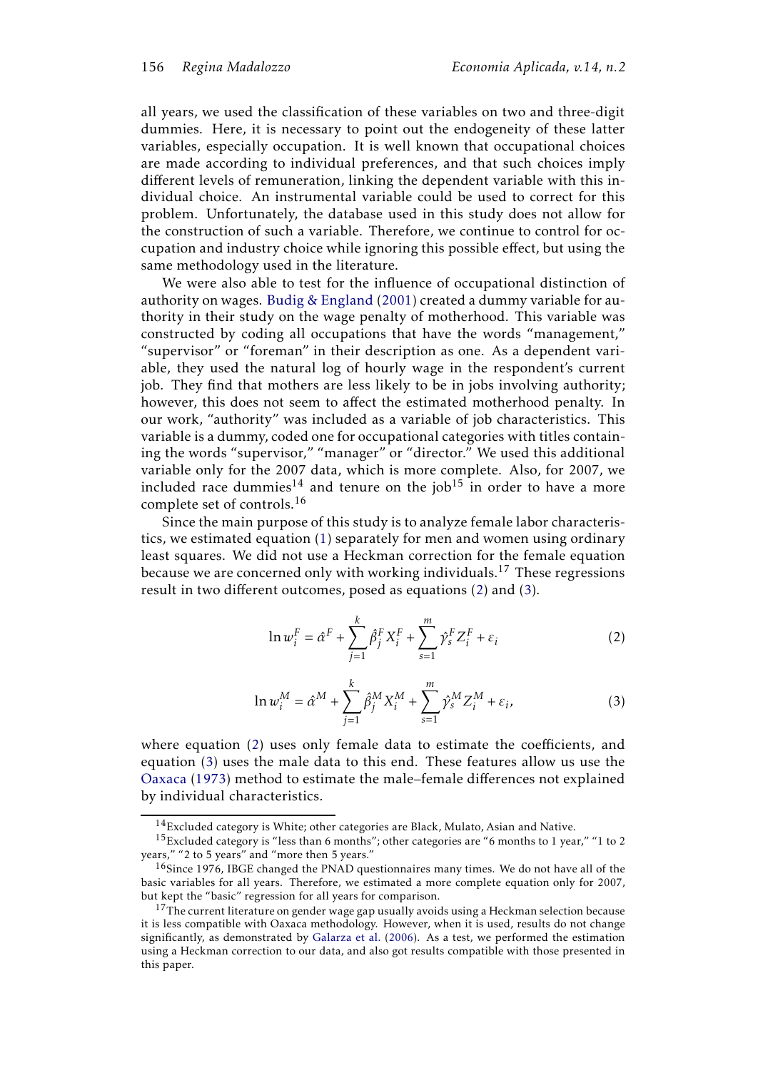all years, we used the classification of these variables on two and three-digit dummies. Here, it is necessary to point out the endogeneity of these latter variables, especially occupation. It is well known that occupational choices are made according to individual preferences, and that such choices imply different levels of remuneration, linking the dependent variable with this individual choice. An instrumental variable could be used to correct for this problem. Unfortunately, the database used in this study does not allow for the construction of such a variable. Therefore, we continue to control for occupation and industry choice while ignoring this possible effect, but using the same methodology used in the literature.

We were also able to test for the influence of occupational distinction of authority on wages. Budig & England (2001) created a dummy variable for authority in their study on the wage penalty of motherhood. This variable was constructed by coding all occupations that have the words "management," "supervisor" or "foreman" in their description as one. As a dependent variable, they used the natural log of hourly wage in the respondent's current job. They find that mothers are less likely to be in jobs involving authority; however, this does not seem to affect the estimated motherhood penalty. In our work, "authority" was included as a variable of job characteristics. This variable is a dummy, coded one for occupational categories with titles containing the words "supervisor," "manager" or "director." We used this additional variable only for the 2007 data, which is more complete. Also, for 2007, we included race dummies[14] and tenure on the job[15] in order to have a more complete set of controls.[16]

Since the main purpose of this study is to analyze female labor characteristics, we estimated equation (1) separately for men and women using ordinary least squares. We did not use a Heckman correction for the female equation because we are concerned only with working individuals.[17] These regressions result in two different outcomes, posed as equations (2) and (3).

$$\ln w_i^F = \hat{\alpha}^F + \sum_{j=1}^{k} \hat{\beta}_j^F X_i^F + \sum_{s=1}^{m} \hat{\gamma}_s^F Z_i^F + \varepsilon_i \tag{2}$$

$$\ln w_i^M = \hat{\alpha}^M + \sum_{j=1}^{k} \hat{\beta}_j^M X_i^M + \sum_{s=1}^{m} \hat{\gamma}_s^M Z_i^M + \varepsilon_i, \tag{3}$$

where equation (2) uses only female data to estimate the coefficients, and equation (3) uses the male data to this end. These features allow us use the Oaxaca (1973) method to estimate the male–female differences not explained by individual characteristics.

[14] Excluded category is White; other categories are Black, Mulato, Asian and Native.

[15] Excluded category is "less than 6 months"; other categories are "6 months to 1 year," "1 to 2 years," "2 to 5 years" and "more then 5 years."

[16] Since 1976, IBGE changed the PNAD questionnaires many times. We do not have all of the basic variables for all years. Therefore, we estimated a more complete equation only for 2007, but kept the "basic" regression for all years for comparison.

[17] The current literature on gender wage gap usually avoids using a Heckman selection because it is less compatible with Oaxaca methodology. However, when it is used, results do not change significantly, as demonstrated by Galarza et al. (2006). As a test, we performed the estimation using a Heckman correction to our data, and also got results compatible with those presented in this paper.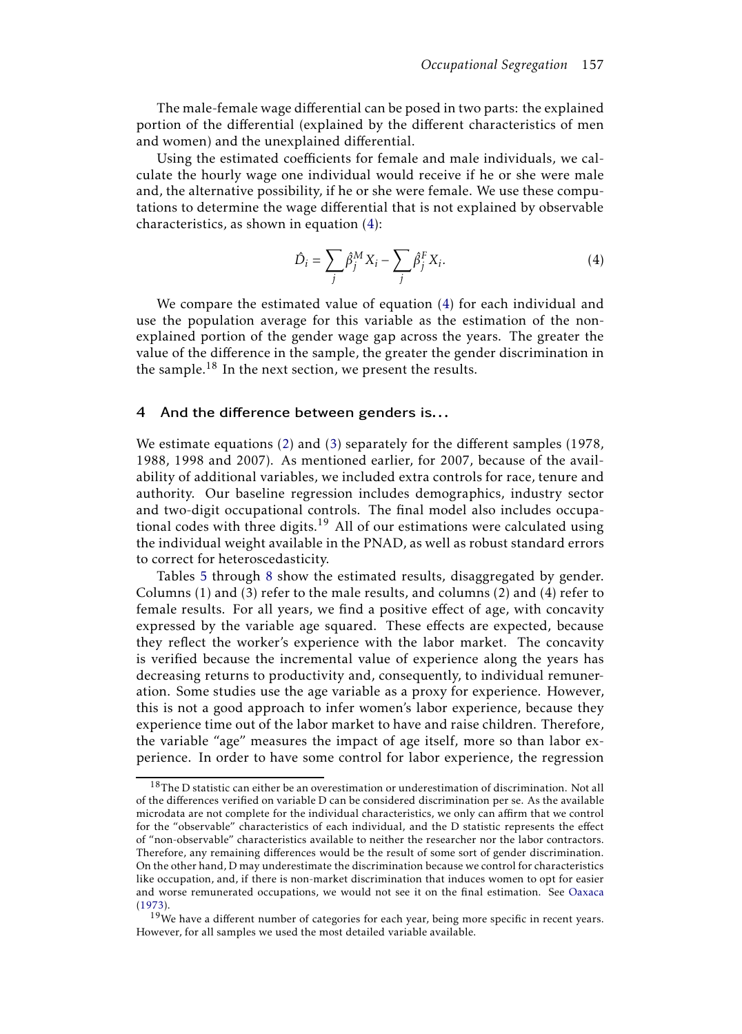The male-female wage differential can be posed in two parts: the explained portion of the differential (explained by the different characteristics of men and women) and the unexplained differential.

Using the estimated coefficients for female and male individuals, we calculate the hourly wage one individual would receive if he or she were male and, the alternative possibility, if he or she were female. We use these computations to determine the wage differential that is not explained by observable characteristics, as shown in equation (4):

$$\hat{D}_i = \sum_j \hat{\beta}_j^M X_i - \sum_j \hat{\beta}_j^F X_i. \tag{4}$$

We compare the estimated value of equation (4) for each individual and use the population average for this variable as the estimation of the non-explained portion of the gender wage gap across the years. The greater the value of the difference in the sample, the greater the gender discrimination in the sample.[18] In the next section, we present the results.

## 4 And the difference between genders is...

We estimate equations (2) and (3) separately for the different samples (1978, 1988, 1998 and 2007). As mentioned earlier, for 2007, because of the availability of additional variables, we included extra controls for race, tenure and authority. Our baseline regression includes demographics, industry sector and two-digit occupational controls. The final model also includes occupational codes with three digits.[19] All of our estimations were calculated using the individual weight available in the PNAD, as well as robust standard errors to correct for heteroscedasticity.

Tables 5 through 8 show the estimated results, disaggregated by gender. Columns (1) and (3) refer to the male results, and columns (2) and (4) refer to female results. For all years, we find a positive effect of age, with concavity expressed by the variable age squared. These effects are expected, because they reflect the worker's experience with the labor market. The concavity is verified because the incremental value of experience along the years has decreasing returns to productivity and, consequently, to individual remuneration. Some studies use the age variable as a proxy for experience. However, this is not a good approach to infer women's labor experience, because they experience time out of the labor market to have and raise children. Therefore, the variable "age" measures the impact of age itself, more so than labor experience. In order to have some control for labor experience, the regression

[18] The D statistic can either be an overestimation or underestimation of discrimination. Not all of the differences verified on variable D can be considered discrimination per se. As the available microdata are not complete for the individual characteristics, we only can affirm that we control for the "observable" characteristics of each individual, and the D statistic represents the effect of "non-observable" characteristics available to neither the researcher nor the labor contractors. Therefore, any remaining differences would be the result of some sort of gender discrimination. On the other hand, D may underestimate the discrimination because we control for characteristics like occupation, and, if there is non-market discrimination that induces women to opt for easier and worse remunerated occupations, we would not see it on the final estimation. See Oaxaca (1973).

[19] We have a different number of categories for each year, being more specific in recent years. However, for all samples we used the most detailed variable available.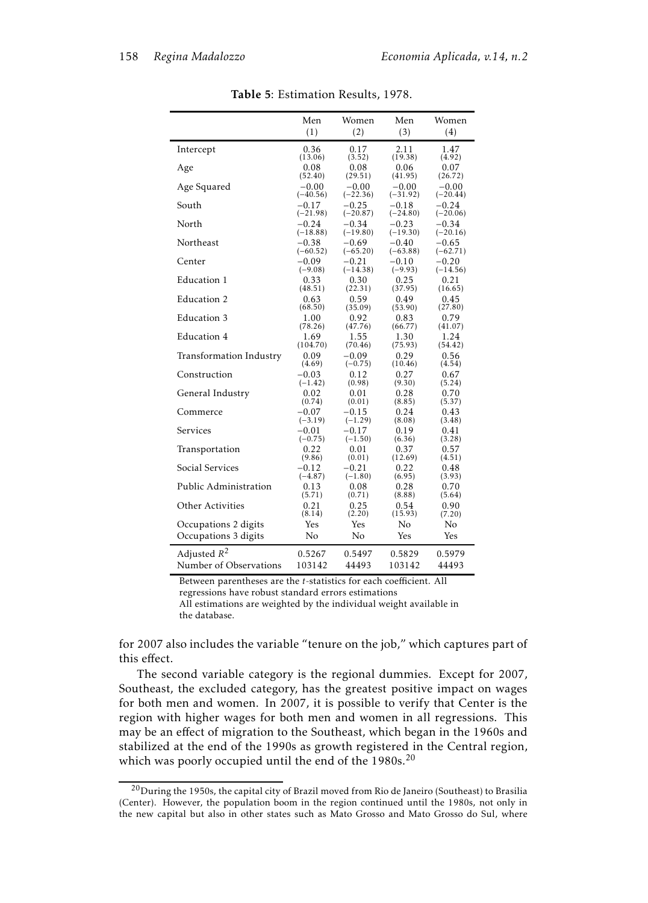**Table 5**: Estimation Results, 1978.

| | Men (1) | Women (2) | Men (3) | Women (4) |
|---|---|---|---|---|
| Intercept | 0.36 (13.06) | 0.17 (3.52) | 2.11 (19.38) | 1.47 (4.92) |
| Age | 0.08 (52.40) | 0.08 (29.51) | 0.06 (41.95) | 0.07 (26.72) |
| Age Squared | −0.00 (−40.56) | −0.00 (−22.36) | −0.00 (−31.92) | −0.00 (−20.44) |
| South | −0.17 (−21.98) | −0.25 (−20.87) | −0.18 (−24.80) | −0.24 (−20.06) |
| North | −0.24 (−18.88) | −0.34 (−19.80) | −0.23 (−19.30) | −0.34 (−20.16) |
| Northeast | −0.38 (−60.52) | −0.69 (−65.20) | −0.40 (−63.88) | −0.65 (−62.71) |
| Center | −0.09 (−9.08) | −0.21 (−14.38) | −0.10 (−9.93) | −0.20 (−14.56) |
| Education 1 | 0.33 (48.51) | 0.30 (22.31) | 0.25 (37.95) | 0.21 (16.65) |
| Education 2 | 0.63 (68.50) | 0.59 (35.09) | 0.49 (53.90) | 0.45 (27.80) |
| Education 3 | 1.00 (78.26) | 0.92 (47.76) | 0.83 (66.77) | 0.79 (41.07) |
| Education 4 | 1.69 (104.70) | 1.55 (70.46) | 1.30 (75.93) | 1.24 (54.42) |
| Transformation Industry | 0.09 (4.69) | −0.09 (−0.75) | 0.29 (10.46) | 0.56 (4.54) |
| Construction | −0.03 (−1.42) | 0.12 (0.98) | 0.27 (9.30) | 0.67 (5.24) |
| General Industry | 0.02 (0.74) | 0.01 (0.01) | 0.28 (8.85) | 0.70 (5.37) |
| Commerce | −0.07 (−3.19) | −0.15 (−1.29) | 0.24 (8.08) | 0.43 (3.48) |
| Services | −0.01 (−0.75) | −0.17 (−1.50) | 0.19 (6.36) | 0.41 (3.28) |
| Transportation | 0.22 (9.86) | 0.01 (0.01) | 0.37 (12.69) | 0.57 (4.51) |
| Social Services | −0.12 (−4.87) | −0.21 (−1.80) | 0.22 (6.95) | 0.48 (3.93) |
| Public Administration | 0.13 (5.71) | 0.08 (0.71) | 0.28 (8.88) | 0.70 (5.64) |
| Other Activities | 0.21 (8.14) | 0.25 (2.20) | 0.54 (15.93) | 0.90 (7.20) |
| Occupations 2 digits | Yes | Yes | No | No |
| Occupations 3 digits | No | No | Yes | Yes |
| Adjusted $R^2$ | 0.5267 | 0.5497 | 0.5829 | 0.5979 |
| Number of Observations | 103142 | 44493 | 103142 | 44493 |

Between parentheses are the *t*-statistics for each coefficient. All regressions have robust standard errors estimations
All estimations are weighted by the individual weight available in the database.

for 2007 also includes the variable "tenure on the job," which captures part of this effect.

The second variable category is the regional dummies. Except for 2007, Southeast, the excluded category, has the greatest positive impact on wages for both men and women. In 2007, it is possible to verify that Center is the region with higher wages for both men and women in all regressions. This may be an effect of migration to the Southeast, which began in the 1960s and stabilized at the end of the 1990s as growth registered in the Central region, which was poorly occupied until the end of the 1980s.[20]

[20] During the 1950s, the capital city of Brazil moved from Rio de Janeiro (Southeast) to Brasilia (Center). However, the population boom in the region continued until the 1980s, not only in the new capital but also in other states such as Mato Grosso and Mato Grosso do Sul, where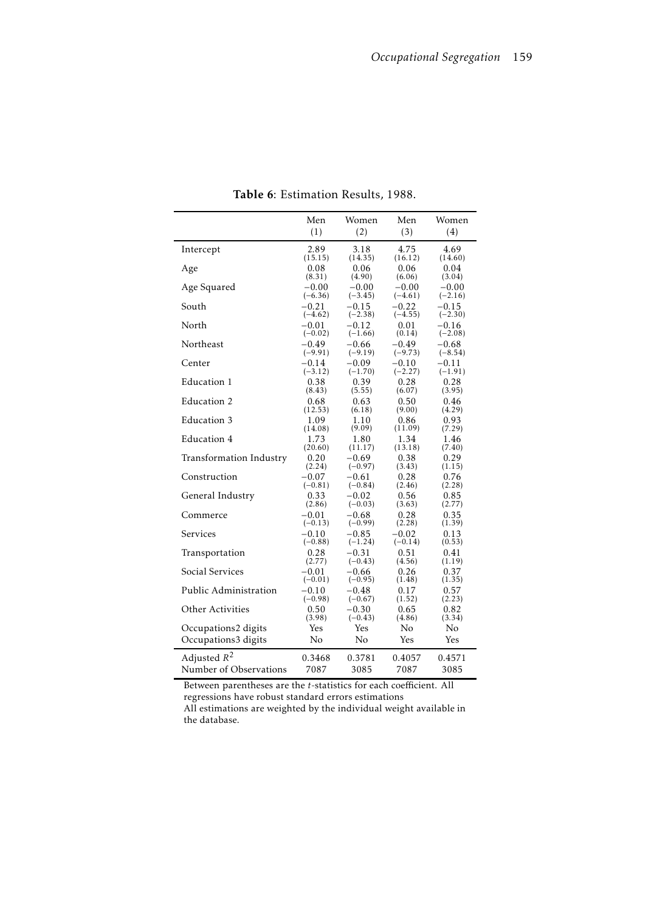**Table 6**: Estimation Results, 1988.

| | Men (1) | Women (2) | Men (3) | Women (4) |
|---|---|---|---|---|
| Intercept | 2.89 (15.15) | 3.18 (14.35) | 4.75 (16.12) | 4.69 (14.60) |
| Age | 0.08 (8.31) | 0.06 (4.90) | 0.06 (6.06) | 0.04 (3.04) |
| Age Squared | −0.00 (−6.36) | −0.00 (−3.45) | −0.00 (−4.61) | −0.00 (−2.16) |
| South | −0.21 (−4.62) | −0.15 (−2.38) | −0.22 (−4.55) | −0.15 (−2.30) |
| North | −0.01 (−0.02) | −0.12 (−1.66) | 0.01 (0.14) | −0.16 (−2.08) |
| Northeast | −0.49 (−9.91) | −0.66 (−9.19) | −0.49 (−9.73) | −0.68 (−8.54) |
| Center | −0.14 (−3.12) | −0.09 (−1.70) | −0.10 (−2.27) | −0.11 (−1.91) |
| Education 1 | 0.38 (8.43) | 0.39 (5.55) | 0.28 (6.07) | 0.28 (3.95) |
| Education 2 | 0.68 (12.53) | 0.63 (6.18) | 0.50 (9.00) | 0.46 (4.29) |
| Education 3 | 1.09 (14.08) | 1.10 (9.09) | 0.86 (11.09) | 0.93 (7.29) |
| Education 4 | 1.73 (20.60) | 1.80 (11.17) | 1.34 (13.18) | 1.46 (7.40) |
| Transformation Industry | 0.20 (2.24) | −0.69 (−0.97) | 0.38 (3.43) | 0.29 (1.15) |
| Construction | −0.07 (−0.81) | −0.61 (−0.84) | 0.28 (2.46) | 0.76 (2.28) |
| General Industry | 0.33 (2.86) | −0.02 (−0.03) | 0.56 (3.63) | 0.85 (2.77) |
| Commerce | −0.01 (−0.13) | −0.68 (−0.99) | 0.28 (2.28) | 0.35 (1.39) |
| Services | −0.10 (−0.88) | −0.85 (−1.24) | −0.02 (−0.14) | 0.13 (0.53) |
| Transportation | 0.28 (2.77) | −0.31 (−0.43) | 0.51 (4.56) | 0.41 (1.19) |
| Social Services | −0.01 (−0.01) | −0.66 (−0.95) | 0.26 (1.48) | 0.37 (1.35) |
| Public Administration | −0.10 (−0.98) | −0.48 (−0.67) | 0.17 (1.52) | 0.57 (2.23) |
| Other Activities | 0.50 (3.98) | −0.30 (−0.43) | 0.65 (4.86) | 0.82 (3.34) |
| Occupations2 digits | Yes | Yes | No | No |
| Occupations3 digits | No | No | Yes | Yes |
| Adjusted $R^2$ | 0.3468 | 0.3781 | 0.4057 | 0.4571 |
| Number of Observations | 7087 | 3085 | 7087 | 3085 |

Between parentheses are the $t$-statistics for each coefficient. All regressions have robust standard errors estimations
All estimations are weighted by the individual weight available in the database.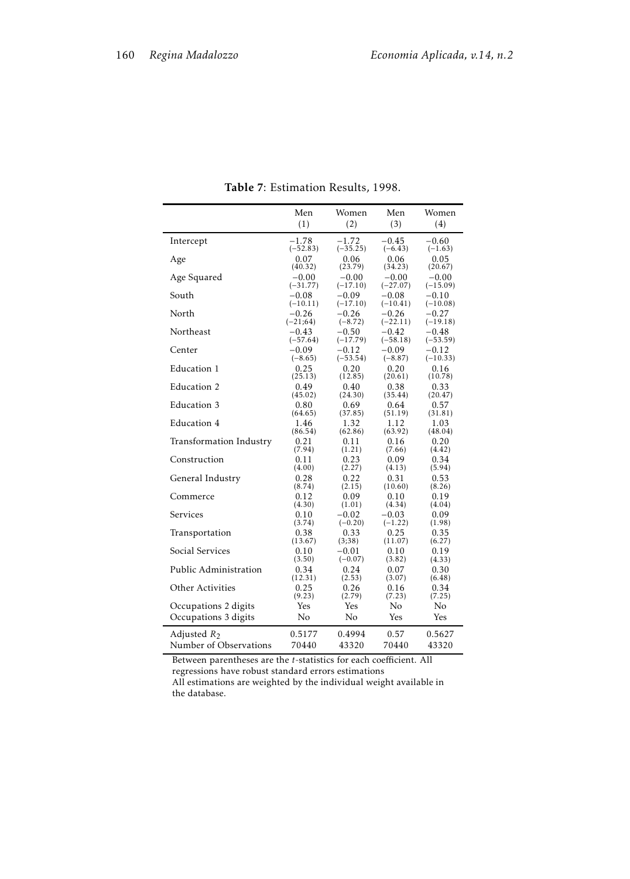**Table 7**: Estimation Results, 1998.

| | Men (1) | Women (2) | Men (3) | Women (4) |
|---|---|---|---|---|
| Intercept | −1.78 (−52.83) | −1.72 (−35.25) | −0.45 (−6.43) | −0.60 (−1.63) |
| Age | 0.07 (40.32) | 0.06 (23.79) | 0.06 (34.23) | 0.05 (20.67) |
| Age Squared | −0.00 (−31.77) | −0.00 (−17.10) | −0.00 (−27.07) | −0.00 (−15.09) |
| South | −0.08 (−10.11) | −0.09 (−17.10) | −0.08 (−10.41) | −0.10 (−10.08) |
| North | −0.26 (−21;64) | −0.26 (−8.72) | −0.26 (−22.11) | −0.27 (−19.18) |
| Northeast | −0.43 (−57.64) | −0.50 (−17.79) | −0.42 (−58.18) | −0.48 (−53.59) |
| Center | −0.09 (−8.65) | −0.12 (−53.54) | −0.09 (−8.87) | −0.12 (−10.33) |
| Education 1 | 0.25 (25.13) | 0.20 (12.85) | 0.20 (20.61) | 0.16 (10.78) |
| Education 2 | 0.49 (45.02) | 0.40 (24.30) | 0.38 (35.44) | 0.33 (20.47) |
| Education 3 | 0.80 (64.65) | 0.69 (37.85) | 0.64 (51.19) | 0.57 (31.81) |
| Education 4 | 1.46 (86.54) | 1.32 (62.86) | 1.12 (63.92) | 1.03 (48.04) |
| Transformation Industry | 0.21 (7.94) | 0.11 (1.21) | 0.16 (7.66) | 0.20 (4.42) |
| Construction | 0.11 (4.00) | 0.23 (2.27) | 0.09 (4.13) | 0.34 (5.94) |
| General Industry | 0.28 (8.74) | 0.22 (2.15) | 0.31 (10.60) | 0.53 (8.26) |
| Commerce | 0.12 (4.30) | 0.09 (1.01) | 0.10 (4.34) | 0.19 (4.04) |
| Services | 0.10 (3.74) | −0.02 (−0.20) | −0.03 (−1.22) | 0.09 (1.98) |
| Transportation | 0.38 (13.67) | 0.33 (3;38) | 0.25 (11.07) | 0.35 (6.27) |
| Social Services | 0.10 (3.50) | −0.01 (−0.07) | 0.10 (3.82) | 0.19 (4.33) |
| Public Administration | 0.34 (12.31) | 0.24 (2.53) | 0.07 (3.07) | 0.30 (6.48) |
| Other Activities | 0.25 (9.23) | 0.26 (2.79) | 0.16 (7.23) | 0.34 (7.25) |
| Occupations 2 digits | Yes | Yes | No | No |
| Occupations 3 digits | No | No | Yes | Yes |
| Adjusted $R_2$ | 0.5177 | 0.4994 | 0.57 | 0.5627 |
| Number of Observations | 70440 | 43320 | 70440 | 43320 |

Between parentheses are the $t$-statistics for each coefficient. All regressions have robust standard errors estimations

All estimations are weighted by the individual weight available in the database.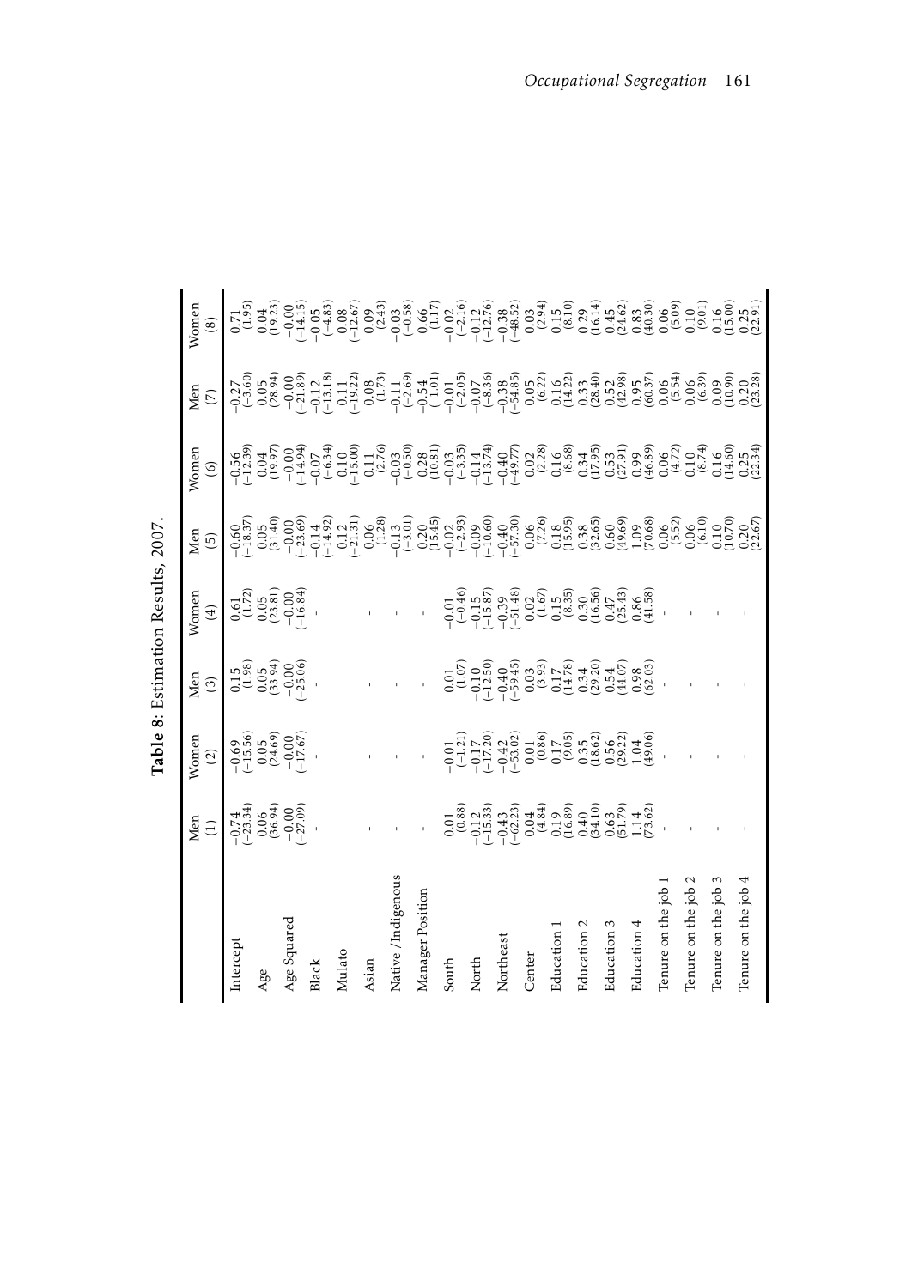**Table 8**: Estimation Results, 2007.

| | Men (1) | Women (2) | Men (3) | Women (4) | Men (5) | Women (6) | Men (7) | Women (8) |
|---|---|---|---|---|---|---|---|---|
| Intercept | −0.74 | −0.69 | 0.15 | 0.61 | −0.60 | −0.56 | −0.27 | 0.71 |
| | (−23.34) | (−15.56) | (1.98) | (1.72) | (−18.37) | (−12.39) | (−3.60) | (1.95) |
| Age | 0.06 | 0.05 | 0.05 | 0.05 | 0.05 | 0.04 | 0.05 | 0.04 |
| | (36.94) | (24.69) | (33.94) | (23.81) | (31.40) | (19.97) | (28.94) | (19.23) |
| Age Squared | −0.00 | −0.00 | −0.00 | −0.00 | −0.00 | −0.00 | −0.00 | −0.00 |
| | (−27.09) | (−17.67) | (−25.06) | (−16.84) | (−23.69) | (−14.94) | (−21.89) | (−14.15) |
| Black | - | - | - | - | −0.14 | −0.07 | −0.12 | −0.05 |
| | | | | | (−14.92) | (−6.34) | (−13.18) | (−4.83) |
| Mulato | - | - | - | - | −0.12 | −0.10 | −0.11 | −0.08 |
| | | | | | (−21.31) | (−15.00) | (−19.22) | (−12.67) |
| Asian | - | - | - | - | 0.06 | 0.11 | 0.08 | 0.09 |
| | | | | | (1.28) | (2.76) | (1.73) | (2.43) |
| Native /Indigenous | - | - | - | - | −0.13 | −0.03 | −0.11 | −0.03 |
| | | | | | (−3.01) | (−0.50) | (−2.69) | (−0.58) |
| Manager Position | - | - | - | - | 0.20 | 0.28 | −0.54 | 0.66 |
| | | | | | (15.45) | (10.81) | (−1.01) | (1.17) |
| South | 0.01 | −0.01 | 0.01 | −0.01 | −0.02 | −0.03 | −0.01 | −0.02 |
| | (0.88) | (−1.21) | (1.07) | (−0.46) | (−2.93) | (−3.35) | (−2.05) | (−2.16) |
| North | −0.12 | −0.17 | −0.10 | −0.15 | −0.09 | −0.14 | −0.07 | −0.12 |
| | (−15.33) | (−17.20) | (−12.50) | (−15.87) | (−10.60) | (−13.74) | (−8.36) | (−12.76) |
| Northeast | −0.43 | −0.42 | −0.40 | −0.39 | −0.40 | −0.40 | −0.38 | −0.38 |
| | (−62.23) | (−53.02) | (−59.45) | (−51.48) | (−57.30) | (−49.77) | (−54.85) | (−48.52) |
| Center | 0.04 | 0.01 | 0.03 | 0.02 | 0.06 | 0.02 | 0.05 | 0.03 |
| | (4.84) | (0.86) | (3.93) | (1.67) | (7.26) | (2.28) | (6.22) | (2.94) |
| Education 1 | 0.19 | 0.17 | 0.17 | 0.15 | 0.18 | 0.16 | 0.16 | 0.15 |
| | (16.89) | (9.05) | (14.78) | (8.35) | (15.95) | (8.68) | (14.22) | (8.10) |
| Education 2 | 0.40 | 0.35 | 0.34 | 0.30 | 0.38 | 0.34 | 0.33 | 0.29 |
| | (34.10) | (18.62) | (29.20) | (16.56) | (32.65) | (17.95) | (28.40) | (16.14) |
| Education 3 | 0.63 | 0.56 | 0.54 | 0.47 | 0.60 | 0.53 | 0.52 | 0.45 |
| | (51.79) | (29.22) | (44.07) | (25.43) | (49.69) | (27.91) | (42.98) | (24.62) |
| Education 4 | 1.14 | 1.04 | 0.98 | 0.86 | 1.09 | 0.99 | 0.95 | 0.83 |
| | (73.62) | (49.06) | (62.03) | (41.58) | (70.68) | (46.89) | (60.37) | (40.30) |
| Tenure on the job 1 | - | - | - | - | 0.06 | 0.06 | 0.06 | 0.06 |
| | | | | | (5.52) | (4.72) | (5.54) | (5.09) |
| Tenure on the job 2 | - | - | - | - | 0.06 | 0.10 | 0.06 | 0.10 |
| | | | | | (6.10) | (8.74) | (6.39) | (9.01) |
| Tenure on the job 3 | - | - | - | - | 0.10 | 0.16 | 0.09 | 0.16 |
| | | | | | (10.70) | (14.60) | (10.90) | (15.00) |
| Tenure on the job 4 | - | - | - | - | 0.20 | 0.25 | 0.20 | 0.25 |
| | | | | | (22.67) | (22.34) | (23.28) | (22.91) |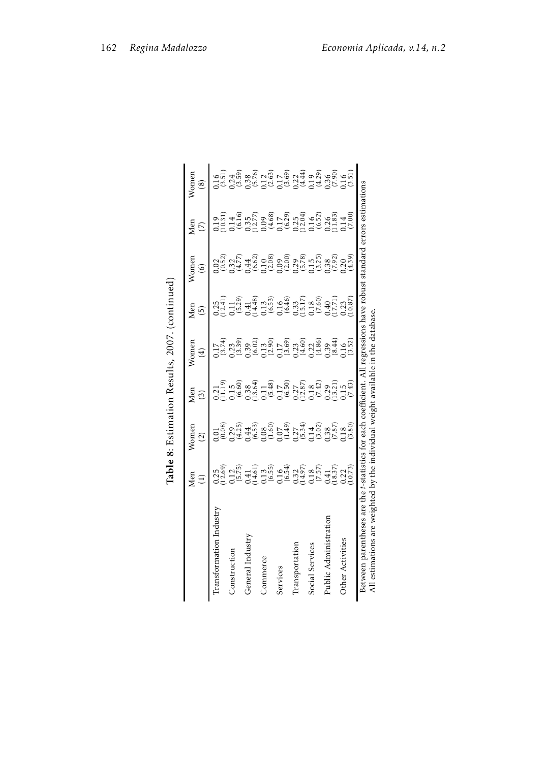**Table 8**: Estimation Results, 2007. (continued)

| | Men (1) | Women (2) | Men (3) | Women (4) | Men (5) | Women (6) | Men (7) | Women (8) |
|---|---|---|---|---|---|---|---|---|
| Transformation Industry | 0.25 | 0.01 | 0.21 | 0.17 | 0.25 | 0.02 | 0.19 | 0.16 |
| | (12.69) | (0.08) | (11.19) | (3.74) | (12.41) | (0.52) | (10.31) | (3.51) |
| Construction | 0.12 | 0.29 | 0.15 | 0.23 | 0.11 | 0.32 | 0.14 | 0.24 |
| | (5.75) | (4.25) | (6.60) | (3.39) | (5.29) | (4.77) | (6.16) | (3.59) |
| General Industry | 0.41 | 0.44 | 0.38 | 0.39 | 0.41 | 0.44 | 0.35 | 0.38 |
| | (14.61) | (6.53) | (13.64) | (6.02) | (14.48) | (6.62) | (12.77) | (5.76) |
| Commerce | 0.13 | 0.08 | 0.11 | 0.13 | 0.13 | 0.10 | 0.09 | 0.12 |
| | (6.55) | (1.60) | (5.48) | (2.90) | (6.53) | (2.08) | (4.68) | (2.63) |
| Services | 0.16 | 0.07 | 0.17 | 0.17 | 0.16 | 0.09 | 0.17 | 0.17 |
| | (6.54) | (1.49) | (6.50) | (3.69) | (6.46) | (2.00) | (6.29) | (3.69) |
| Transportation | 0.32 | 0.27 | 0.27 | 0.23 | 0.33 | 0.29 | 0.25 | 0.22 |
| | (14.97) | (5.34) | (12.87) | (4.60) | (15.17) | (5.78) | (12.04) | (4.44) |
| Social Services | 0.18 | 0.14 | 0.18 | 0.22 | 0.18 | 0.15 | 0.16 | 0.19 |
| | (7.57) | (3.02) | (7.42) | (4.86) | (7.60) | (3.25) | (6.52) | (4.29) |
| Public Administration | 0.41 | 0.38 | 0.29 | 0.39 | 0.40 | 0.38 | 0.26 | 0.36 |
| | (18.57) | (7.87) | (13.21) | (8.44) | (17.71) | (7.92) | (11.83) | (7.90) |
| Other Activities | 0.22 | 0.18 | 0.15 | 0.16 | 0.23 | 0.20 | 0.14 | 0.16 |
| | (10.73) | (3.80) | (7.43) | (3.52) | (10.87) | (4.39) | (7.00) | (3.51) |

Between parentheses are the *t*-statistics for each coefficient. All regressions have robust standard errors estimations
All estimations are weighted by the individual weight available in the database.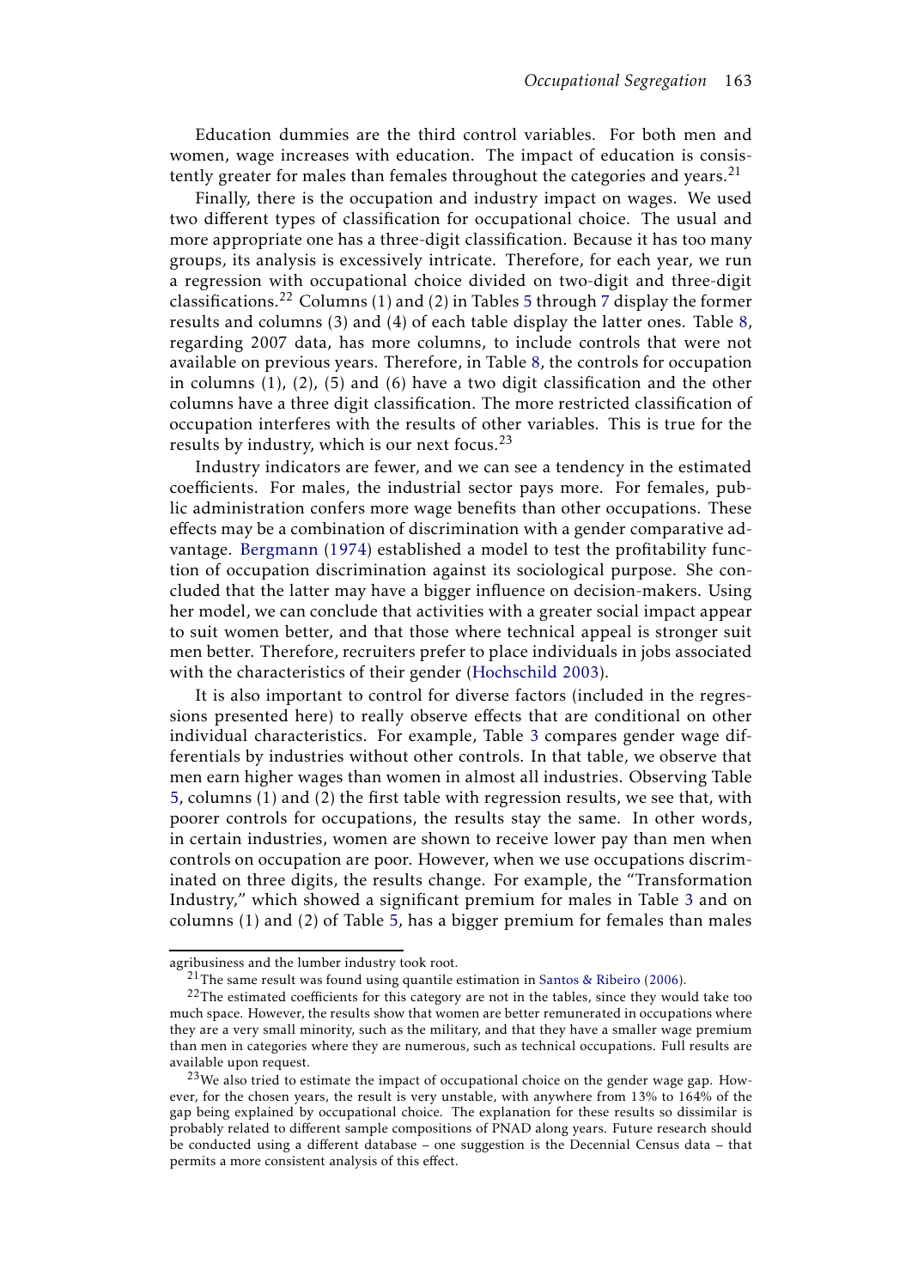Education dummies are the third control variables. For both men and women, wage increases with education. The impact of education is consistently greater for males than females throughout the categories and years.[21]

Finally, there is the occupation and industry impact on wages. We used two different types of classification for occupational choice. The usual and more appropriate one has a three-digit classification. Because it has too many groups, its analysis is excessively intricate. Therefore, for each year, we run a regression with occupational choice divided on two-digit and three-digit classifications.[22] Columns (1) and (2) in Tables 5 through 7 display the former results and columns (3) and (4) of each table display the latter ones. Table 8, regarding 2007 data, has more columns, to include controls that were not available on previous years. Therefore, in Table 8, the controls for occupation in columns (1), (2), (5) and (6) have a two digit classification and the other columns have a three digit classification. The more restricted classification of occupation interferes with the results of other variables. This is true for the results by industry, which is our next focus.[23]

Industry indicators are fewer, and we can see a tendency in the estimated coefficients. For males, the industrial sector pays more. For females, public administration confers more wage benefits than other occupations. These effects may be a combination of discrimination with a gender comparative advantage. Bergmann (1974) established a model to test the profitability function of occupation discrimination against its sociological purpose. She concluded that the latter may have a bigger influence on decision-makers. Using her model, we can conclude that activities with a greater social impact appear to suit women better, and that those where technical appeal is stronger suit men better. Therefore, recruiters prefer to place individuals in jobs associated with the characteristics of their gender (Hochschild 2003).

It is also important to control for diverse factors (included in the regressions presented here) to really observe effects that are conditional on other individual characteristics. For example, Table 3 compares gender wage differentials by industries without other controls. In that table, we observe that men earn higher wages than women in almost all industries. Observing Table 5, columns (1) and (2) the first table with regression results, we see that, with poorer controls for occupations, the results stay the same. In other words, in certain industries, women are shown to receive lower pay than men when controls on occupation are poor. However, when we use occupations discriminated on three digits, the results change. For example, the "Transformation Industry," which showed a significant premium for males in Table 3 and on columns (1) and (2) of Table 5, has a bigger premium for females than males

---

agribusiness and the lumber industry took root.

[21] The same result was found using quantile estimation in Santos & Ribeiro (2006).

[22] The estimated coefficients for this category are not in the tables, since they would take too much space. However, the results show that women are better remunerated in occupations where they are a very small minority, such as the military, and that they have a smaller wage premium than men in categories where they are numerous, such as technical occupations. Full results are available upon request.

[23] We also tried to estimate the impact of occupational choice on the gender wage gap. However, for the chosen years, the result is very unstable, with anywhere from 13% to 164% of the gap being explained by occupational choice. The explanation for these results so dissimilar is probably related to different sample compositions of PNAD along years. Future research should be conducted using a different database – one suggestion is the Decennial Census data – that permits a more consistent analysis of this effect.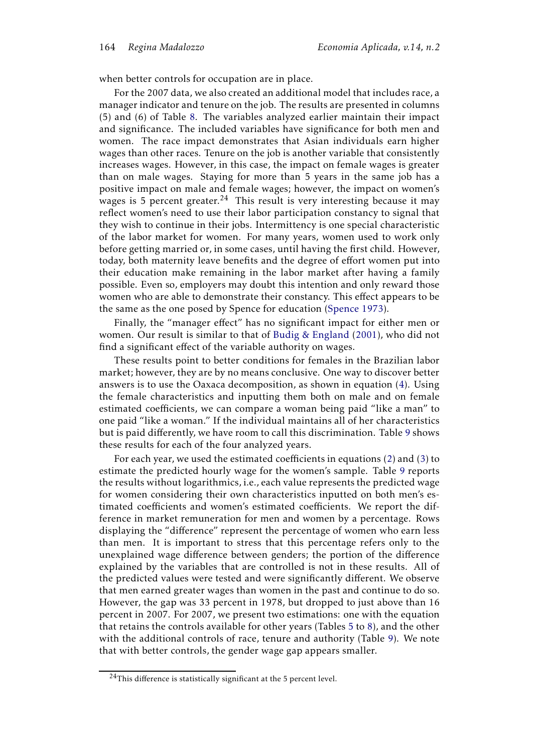when better controls for occupation are in place.

For the 2007 data, we also created an additional model that includes race, a manager indicator and tenure on the job. The results are presented in columns (5) and (6) of Table 8. The variables analyzed earlier maintain their impact and significance. The included variables have significance for both men and women. The race impact demonstrates that Asian individuals earn higher wages than other races. Tenure on the job is another variable that consistently increases wages. However, in this case, the impact on female wages is greater than on male wages. Staying for more than 5 years in the same job has a positive impact on male and female wages; however, the impact on women's wages is 5 percent greater.[24] This result is very interesting because it may reflect women's need to use their labor participation constancy to signal that they wish to continue in their jobs. Intermittency is one special characteristic of the labor market for women. For many years, women used to work only before getting married or, in some cases, until having the first child. However, today, both maternity leave benefits and the degree of effort women put into their education make remaining in the labor market after having a family possible. Even so, employers may doubt this intention and only reward those women who are able to demonstrate their constancy. This effect appears to be the same as the one posed by Spence for education (Spence 1973).

Finally, the "manager effect" has no significant impact for either men or women. Our result is similar to that of Budig & England (2001), who did not find a significant effect of the variable authority on wages.

These results point to better conditions for females in the Brazilian labor market; however, they are by no means conclusive. One way to discover better answers is to use the Oaxaca decomposition, as shown in equation (4). Using the female characteristics and inputting them both on male and on female estimated coefficients, we can compare a woman being paid "like a man" to one paid "like a woman." If the individual maintains all of her characteristics but is paid differently, we have room to call this discrimination. Table 9 shows these results for each of the four analyzed years.

For each year, we used the estimated coefficients in equations (2) and (3) to estimate the predicted hourly wage for the women's sample. Table 9 reports the results without logarithmics, i.e., each value represents the predicted wage for women considering their own characteristics inputted on both men's estimated coefficients and women's estimated coefficients. We report the difference in market remuneration for men and women by a percentage. Rows displaying the "difference" represent the percentage of women who earn less than men. It is important to stress that this percentage refers only to the unexplained wage difference between genders; the portion of the difference explained by the variables that are controlled is not in these results. All of the predicted values were tested and were significantly different. We observe that men earned greater wages than women in the past and continue to do so. However, the gap was 33 percent in 1978, but dropped to just above than 16 percent in 2007. For 2007, we present two estimations: one with the equation that retains the controls available for other years (Tables 5 to 8), and the other with the additional controls of race, tenure and authority (Table 9). We note that with better controls, the gender wage gap appears smaller.

[24] This difference is statistically significant at the 5 percent level.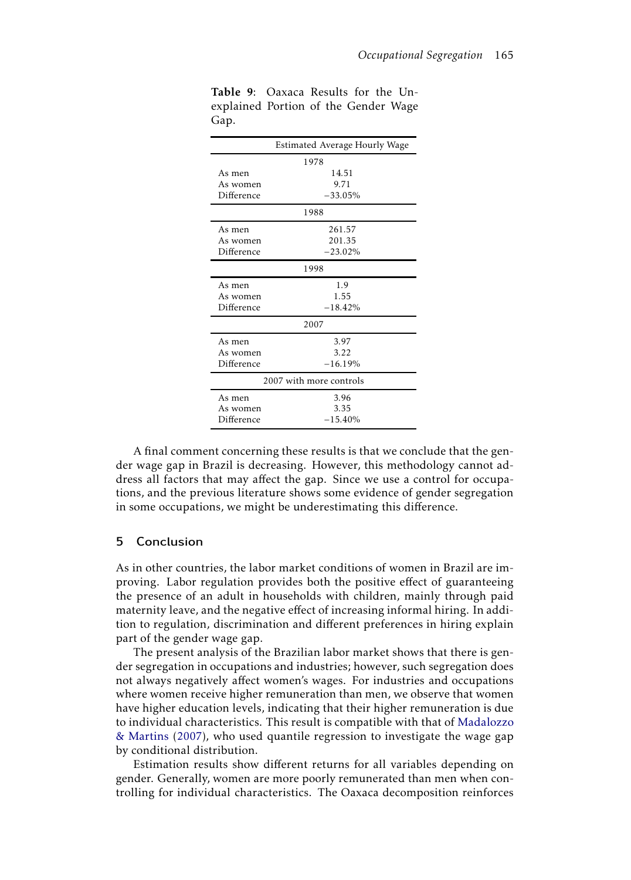**Table 9**: Oaxaca Results for the Unexplained Portion of the Gender Wage Gap.

| | Estimated Average Hourly Wage |
|---|---|
| **1978** | |
| As men | 14.51 |
| As women | 9.71 |
| Difference | −33.05% |
| **1988** | |
| As men | 261.57 |
| As women | 201.35 |
| Difference | −23.02% |
| **1998** | |
| As men | 1.9 |
| As women | 1.55 |
| Difference | −18.42% |
| **2007** | |
| As men | 3.97 |
| As women | 3.22 |
| Difference | −16.19% |
| **2007 with more controls** | |
| As men | 3.96 |
| As women | 3.35 |
| Difference | −15.40% |

A final comment concerning these results is that we conclude that the gender wage gap in Brazil is decreasing. However, this methodology cannot address all factors that may affect the gap. Since we use a control for occupations, and the previous literature shows some evidence of gender segregation in some occupations, we might be underestimating this difference.

## 5 Conclusion

As in other countries, the labor market conditions of women in Brazil are improving. Labor regulation provides both the positive effect of guaranteeing the presence of an adult in households with children, mainly through paid maternity leave, and the negative effect of increasing informal hiring. In addition to regulation, discrimination and different preferences in hiring explain part of the gender wage gap.

The present analysis of the Brazilian labor market shows that there is gender segregation in occupations and industries; however, such segregation does not always negatively affect women's wages. For industries and occupations where women receive higher remuneration than men, we observe that women have higher education levels, indicating that their higher remuneration is due to individual characteristics. This result is compatible with that of Madalozzo & Martins (2007), who used quantile regression to investigate the wage gap by conditional distribution.

Estimation results show different returns for all variables depending on gender. Generally, women are more poorly remunerated than men when controlling for individual characteristics. The Oaxaca decomposition reinforces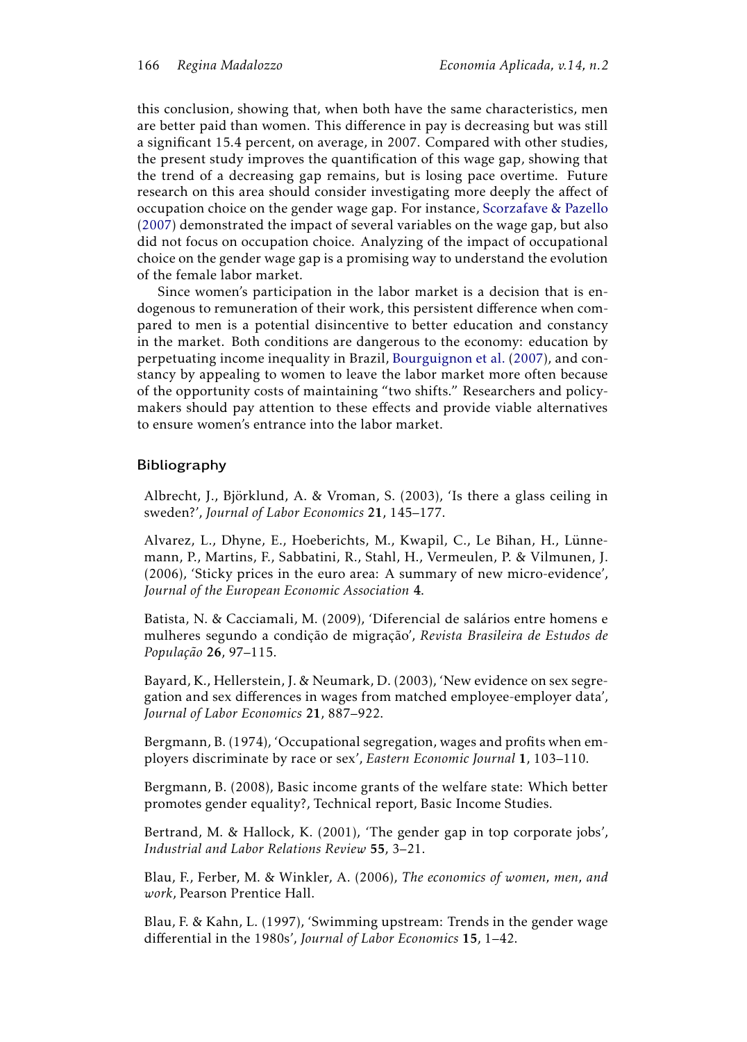this conclusion, showing that, when both have the same characteristics, men are better paid than women. This difference in pay is decreasing but was still a significant 15.4 percent, on average, in 2007. Compared with other studies, the present study improves the quantification of this wage gap, showing that the trend of a decreasing gap remains, but is losing pace overtime. Future research on this area should consider investigating more deeply the affect of occupation choice on the gender wage gap. For instance, Scorzafave & Pazello (2007) demonstrated the impact of several variables on the wage gap, but also did not focus on occupation choice. Analyzing of the impact of occupational choice on the gender wage gap is a promising way to understand the evolution of the female labor market.

Since women's participation in the labor market is a decision that is endogenous to remuneration of their work, this persistent difference when compared to men is a potential disincentive to better education and constancy in the market. Both conditions are dangerous to the economy: education by perpetuating income inequality in Brazil, Bourguignon et al. (2007), and constancy by appealing to women to leave the labor market more often because of the opportunity costs of maintaining "two shifts." Researchers and policymakers should pay attention to these effects and provide viable alternatives to ensure women's entrance into the labor market.

## Bibliography

Albrecht, J., Björklund, A. & Vroman, S. (2003), 'Is there a glass ceiling in sweden?', *Journal of Labor Economics* **21**, 145–177.

Alvarez, L., Dhyne, E., Hoeberichts, M., Kwapil, C., Le Bihan, H., Lünnemann, P., Martins, F., Sabbatini, R., Stahl, H., Vermeulen, P. & Vilmunen, J. (2006), 'Sticky prices in the euro area: A summary of new micro-evidence', *Journal of the European Economic Association* **4**.

Batista, N. & Cacciamali, M. (2009), 'Diferencial de salários entre homens e mulheres segundo a condição de migração', *Revista Brasileira de Estudos de População* **26**, 97–115.

Bayard, K., Hellerstein, J. & Neumark, D. (2003), 'New evidence on sex segregation and sex differences in wages from matched employee-employer data', *Journal of Labor Economics* **21**, 887–922.

Bergmann, B. (1974), 'Occupational segregation, wages and profits when employers discriminate by race or sex', *Eastern Economic Journal* **1**, 103–110.

Bergmann, B. (2008), Basic income grants of the welfare state: Which better promotes gender equality?, Technical report, Basic Income Studies.

Bertrand, M. & Hallock, K. (2001), 'The gender gap in top corporate jobs', *Industrial and Labor Relations Review* **55**, 3–21.

Blau, F., Ferber, M. & Winkler, A. (2006), *The economics of women, men, and work*, Pearson Prentice Hall.

Blau, F. & Kahn, L. (1997), 'Swimming upstream: Trends in the gender wage differential in the 1980s', *Journal of Labor Economics* **15**, 1–42.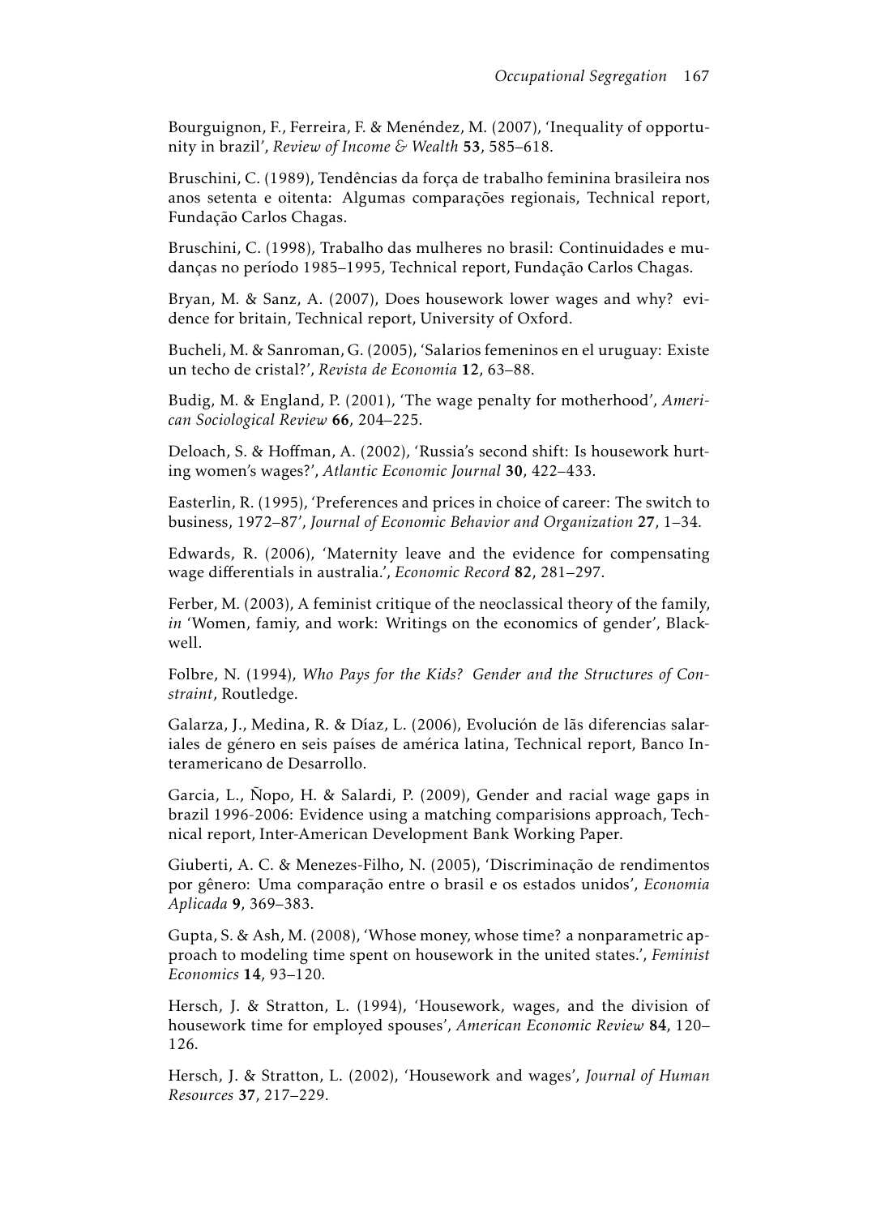Bourguignon, F., Ferreira, F. & Menéndez, M. (2007), 'Inequality of opportunity in brazil', *Review of Income & Wealth* **53**, 585–618.

Bruschini, C. (1989), Tendências da força de trabalho feminina brasileira nos anos setenta e oitenta: Algumas comparações regionais, Technical report, Fundação Carlos Chagas.

Bruschini, C. (1998), Trabalho das mulheres no brasil: Continuidades e mudanças no período 1985–1995, Technical report, Fundação Carlos Chagas.

Bryan, M. & Sanz, A. (2007), Does housework lower wages and why? evidence for britain, Technical report, University of Oxford.

Bucheli, M. & Sanroman, G. (2005), 'Salarios femeninos en el uruguay: Existe un techo de cristal?', *Revista de Economia* **12**, 63–88.

Budig, M. & England, P. (2001), 'The wage penalty for motherhood', *American Sociological Review* **66**, 204–225.

Deloach, S. & Hoffman, A. (2002), 'Russia's second shift: Is housework hurting women's wages?', *Atlantic Economic Journal* **30**, 422–433.

Easterlin, R. (1995), 'Preferences and prices in choice of career: The switch to business, 1972–87', *Journal of Economic Behavior and Organization* **27**, 1–34.

Edwards, R. (2006), 'Maternity leave and the evidence for compensating wage differentials in australia.', *Economic Record* **82**, 281–297.

Ferber, M. (2003), A feminist critique of the neoclassical theory of the family, *in* 'Women, famiy, and work: Writings on the economics of gender', Blackwell.

Folbre, N. (1994), *Who Pays for the Kids? Gender and the Structures of Constraint*, Routledge.

Galarza, J., Medina, R. & Díaz, L. (2006), Evolución de lãs diferencias salariales de género en seis países de américa latina, Technical report, Banco Interamericano de Desarrollo.

Garcia, L., Ñopo, H. & Salardi, P. (2009), Gender and racial wage gaps in brazil 1996-2006: Evidence using a matching comparisions approach, Technical report, Inter-American Development Bank Working Paper.

Giuberti, A. C. & Menezes-Filho, N. (2005), 'Discriminação de rendimentos por gênero: Uma comparação entre o brasil e os estados unidos', *Economia Aplicada* **9**, 369–383.

Gupta, S. & Ash, M. (2008), 'Whose money, whose time? a nonparametric approach to modeling time spent on housework in the united states.', *Feminist Economics* **14**, 93–120.

Hersch, J. & Stratton, L. (1994), 'Housework, wages, and the division of housework time for employed spouses', *American Economic Review* **84**, 120–126.

Hersch, J. & Stratton, L. (2002), 'Housework and wages', *Journal of Human Resources* **37**, 217–229.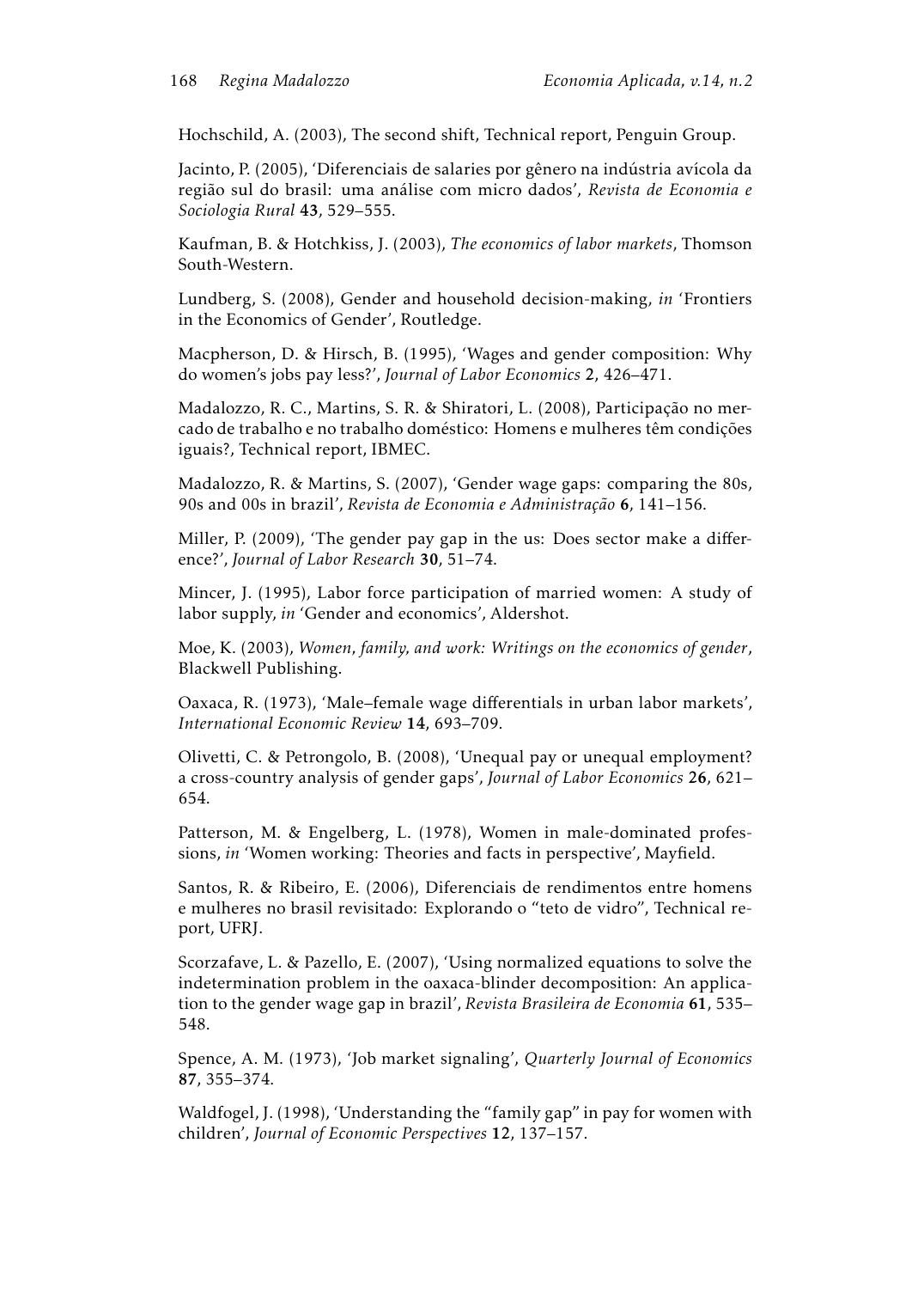Hochschild, A. (2003), The second shift, Technical report, Penguin Group.

Jacinto, P. (2005), 'Diferenciais de salaries por gênero na indústria avícola da região sul do brasil: uma análise com micro dados', *Revista de Economia e Sociologia Rural* **43**, 529–555.

Kaufman, B. & Hotchkiss, J. (2003), *The economics of labor markets*, Thomson South-Western.

Lundberg, S. (2008), Gender and household decision-making, *in* 'Frontiers in the Economics of Gender', Routledge.

Macpherson, D. & Hirsch, B. (1995), 'Wages and gender composition: Why do women's jobs pay less?', *Journal of Labor Economics* **2**, 426–471.

Madalozzo, R. C., Martins, S. R. & Shiratori, L. (2008), Participação no mercado de trabalho e no trabalho doméstico: Homens e mulheres têm condições iguais?, Technical report, IBMEC.

Madalozzo, R. & Martins, S. (2007), 'Gender wage gaps: comparing the 80s, 90s and 00s in brazil', *Revista de Economia e Administração* **6**, 141–156.

Miller, P. (2009), 'The gender pay gap in the us: Does sector make a difference?', *Journal of Labor Research* **30**, 51–74.

Mincer, J. (1995), Labor force participation of married women: A study of labor supply, *in* 'Gender and economics', Aldershot.

Moe, K. (2003), *Women, family, and work: Writings on the economics of gender*, Blackwell Publishing.

Oaxaca, R. (1973), 'Male–female wage differentials in urban labor markets', *International Economic Review* **14**, 693–709.

Olivetti, C. & Petrongolo, B. (2008), 'Unequal pay or unequal employment? a cross-country analysis of gender gaps', *Journal of Labor Economics* **26**, 621–654.

Patterson, M. & Engelberg, L. (1978), Women in male-dominated professions, *in* 'Women working: Theories and facts in perspective', Mayfield.

Santos, R. & Ribeiro, E. (2006), Diferenciais de rendimentos entre homens e mulheres no brasil revisitado: Explorando o "teto de vidro", Technical report, UFRJ.

Scorzafave, L. & Pazello, E. (2007), 'Using normalized equations to solve the indetermination problem in the oaxaca-blinder decomposition: An application to the gender wage gap in brazil', *Revista Brasileira de Economia* **61**, 535–548.

Spence, A. M. (1973), 'Job market signaling', *Quarterly Journal of Economics* **87**, 355–374.

Waldfogel, J. (1998), 'Understanding the "family gap" in pay for women with children', *Journal of Economic Perspectives* **12**, 137–157.